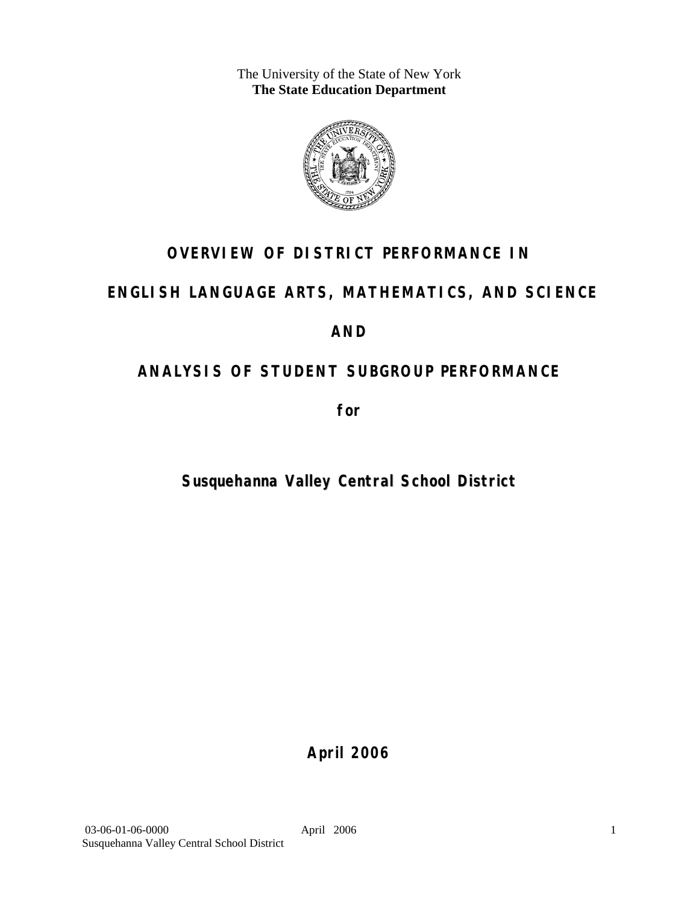The University of the State of New York
**The State Education Department**

# OVERVIEW OF DISTRICT PERFORMANCE IN

# ENGLISH LANGUAGE ARTS, MATHEMATICS, AND SCIENCE

# AND

# ANALYSIS OF STUDENT SUBGROUP PERFORMANCE

**for**

## Susquehanna Valley Central School District

**April 2006**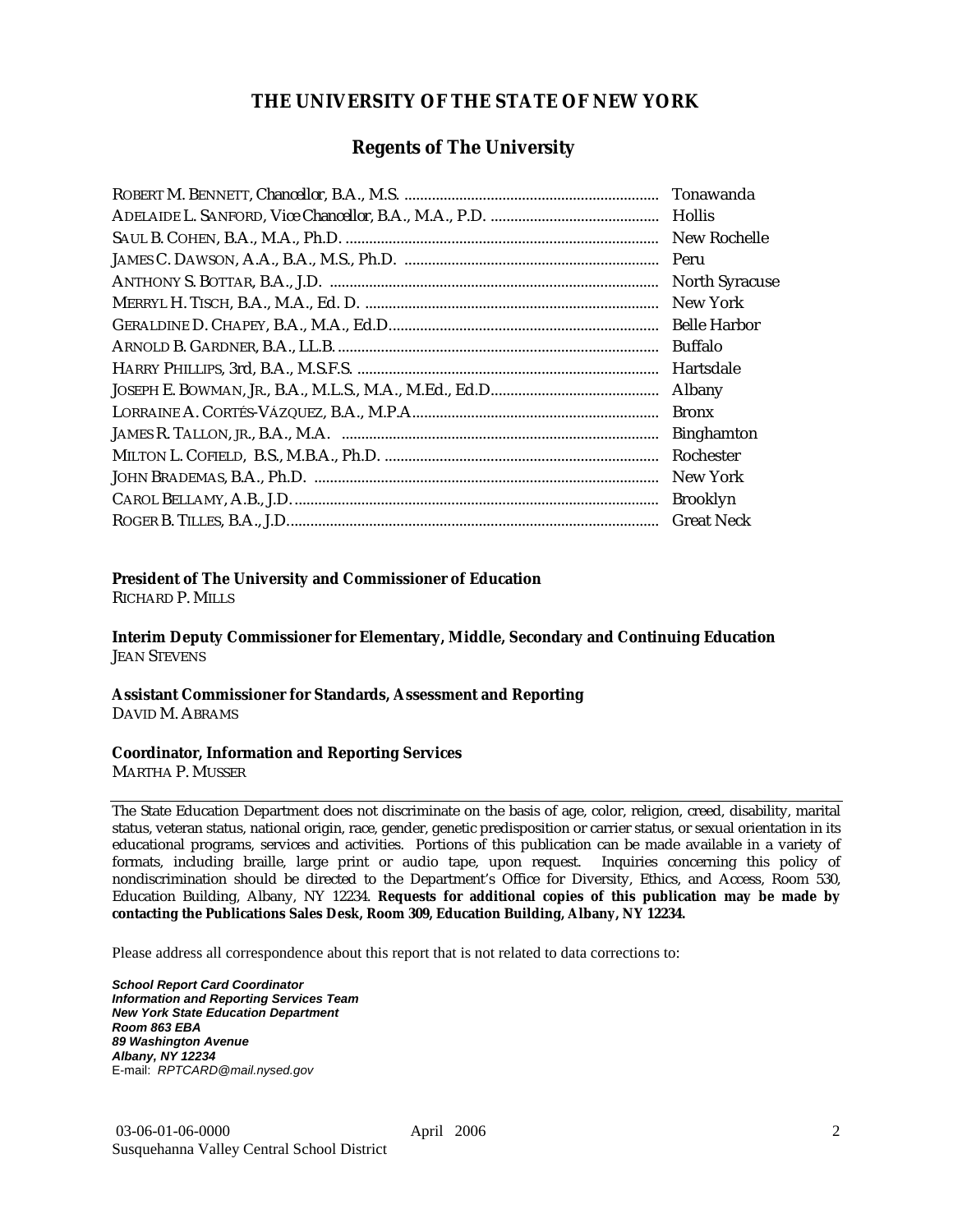# THE UNIVERSITY OF THE STATE OF NEW YORK

## Regents of The University

| | |
|---|---|
| ROBERT M. BENNETT, Chancellor, B.A., M.S. | Tonawanda |
| ADELAIDE L. SANFORD, Vice Chancellor, B.A., M.A., P.D. | Hollis |
| SAUL B. COHEN, B.A., M.A., Ph.D. | New Rochelle |
| JAMES C. DAWSON, A.A., B.A., M.S., Ph.D. | Peru |
| ANTHONY S. BOTTAR, B.A., J.D. | North Syracuse |
| MERRYL H. TISCH, B.A., M.A., Ed. D. | New York |
| GERALDINE D. CHAPEY, B.A., M.A., Ed.D. | Belle Harbor |
| ARNOLD B. GARDNER, B.A., LL.B. | Buffalo |
| HARRY PHILLIPS, 3rd, B.A., M.S.F.S. | Hartsdale |
| JOSEPH E. BOWMAN, JR., B.A., M.L.S., M.A., M.Ed., Ed.D. | Albany |
| LORRAINE A. CORTÉS-VÁZQUEZ, B.A., M.P.A. | Bronx |
| JAMES R. TALLON, JR., B.A., M.A. | Binghamton |
| MILTON L. COFIELD, B.S., M.B.A., Ph.D. | Rochester |
| JOHN BRADEMAS, B.A., Ph.D. | New York |
| CAROL BELLAMY, A.B., J.D. | Brooklyn |
| ROGER B. TILLES, B.A., J.D. | Great Neck |

**President of The University and Commissioner of Education**
RICHARD P. MILLS

**Interim Deputy Commissioner for Elementary, Middle, Secondary and Continuing Education**
JEAN STEVENS

**Assistant Commissioner for Standards, Assessment and Reporting**
DAVID M. ABRAMS

**Coordinator, Information and Reporting Services**
MARTHA P. MUSSER

---

The State Education Department does not discriminate on the basis of age, color, religion, creed, disability, marital status, veteran status, national origin, race, gender, genetic predisposition or carrier status, or sexual orientation in its educational programs, services and activities. Portions of this publication can be made available in a variety of formats, including braille, large print or audio tape, upon request. Inquiries concerning this policy of nondiscrimination should be directed to the Department's Office for Diversity, Ethics, and Access, Room 530, Education Building, Albany, NY 12234. **Requests for additional copies of this publication may be made by contacting the Publications Sales Desk, Room 309, Education Building, Albany, NY 12234.**

Please address all correspondence about this report that is not related to data corrections to:

***School Report Card Coordinator***
***Information and Reporting Services Team***
***New York State Education Department***
***Room 863 EBA***
***89 Washington Avenue***
***Albany, NY 12234***
E-mail: *RPTCARD@mail.nysed.gov*

03-06-01-06-0000 April 2006
Susquehanna Valley Central School District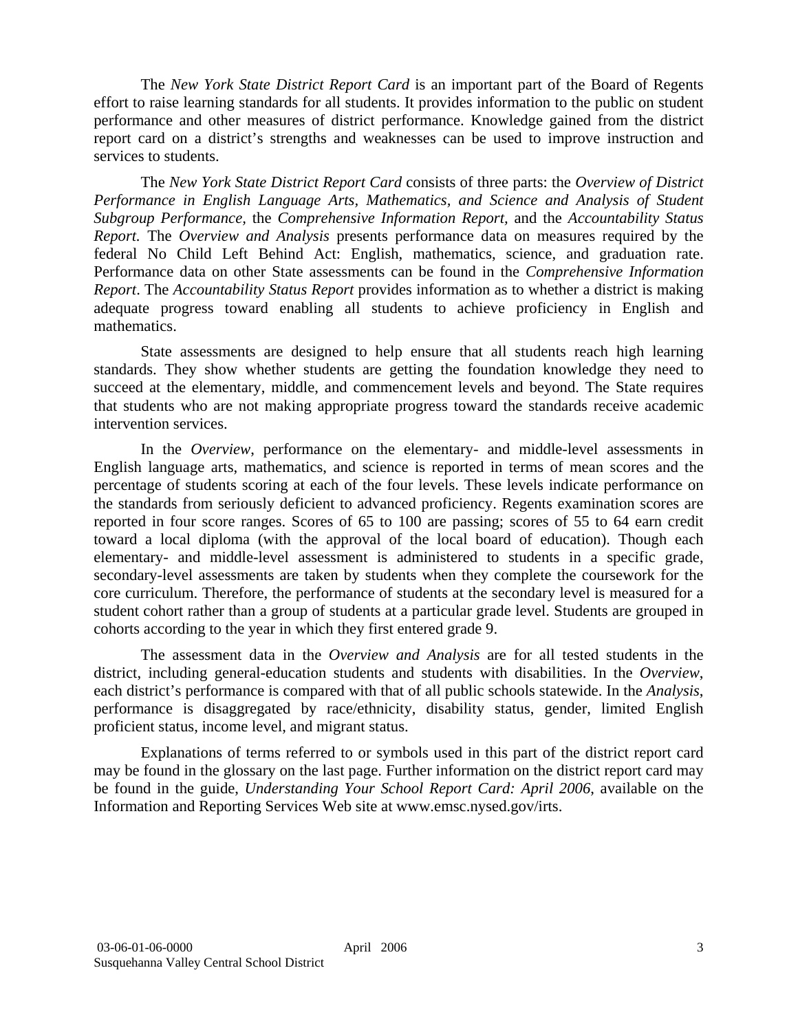The *New York State District Report Card* is an important part of the Board of Regents effort to raise learning standards for all students. It provides information to the public on student performance and other measures of district performance. Knowledge gained from the district report card on a district's strengths and weaknesses can be used to improve instruction and services to students.

The *New York State District Report Card* consists of three parts: the *Overview of District Performance in English Language Arts, Mathematics, and Science and Analysis of Student Subgroup Performance,* the *Comprehensive Information Report,* and the *Accountability Status Report.* The *Overview and Analysis* presents performance data on measures required by the federal No Child Left Behind Act: English, mathematics, science, and graduation rate. Performance data on other State assessments can be found in the *Comprehensive Information Report*. The *Accountability Status Report* provides information as to whether a district is making adequate progress toward enabling all students to achieve proficiency in English and mathematics.

State assessments are designed to help ensure that all students reach high learning standards. They show whether students are getting the foundation knowledge they need to succeed at the elementary, middle, and commencement levels and beyond. The State requires that students who are not making appropriate progress toward the standards receive academic intervention services.

In the *Overview*, performance on the elementary- and middle-level assessments in English language arts, mathematics, and science is reported in terms of mean scores and the percentage of students scoring at each of the four levels. These levels indicate performance on the standards from seriously deficient to advanced proficiency. Regents examination scores are reported in four score ranges. Scores of 65 to 100 are passing; scores of 55 to 64 earn credit toward a local diploma (with the approval of the local board of education). Though each elementary- and middle-level assessment is administered to students in a specific grade, secondary-level assessments are taken by students when they complete the coursework for the core curriculum. Therefore, the performance of students at the secondary level is measured for a student cohort rather than a group of students at a particular grade level. Students are grouped in cohorts according to the year in which they first entered grade 9.

The assessment data in the *Overview and Analysis* are for all tested students in the district, including general-education students and students with disabilities. In the *Overview*, each district's performance is compared with that of all public schools statewide. In the *Analysis*, performance is disaggregated by race/ethnicity, disability status, gender, limited English proficient status, income level, and migrant status.

Explanations of terms referred to or symbols used in this part of the district report card may be found in the glossary on the last page. Further information on the district report card may be found in the guide, *Understanding Your School Report Card: April 2006*, available on the Information and Reporting Services Web site at www.emsc.nysed.gov/irts.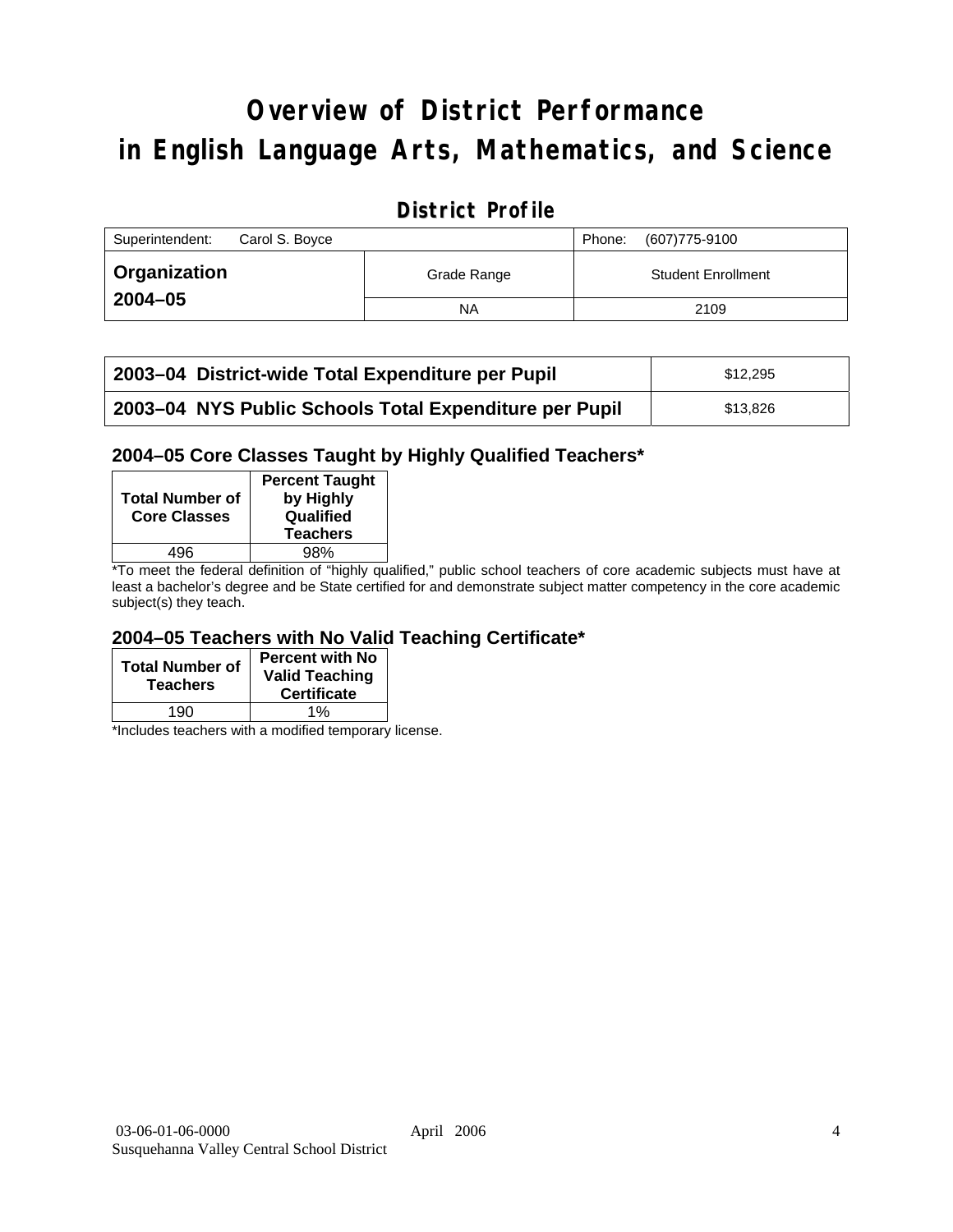# Overview of District Performance in English Language Arts, Mathematics, and Science

## District Profile

| Superintendent: Carol S. Boyce | | Phone: (607)775-9100 |
|---|---|---|
| **Organization 2004–05** | Grade Range | Student Enrollment |
| | NA | 2109 |

| | |
|---|---|
| **2003–04 District-wide Total Expenditure per Pupil** | $12,295 |
| **2003–04 NYS Public Schools Total Expenditure per Pupil** | $13,826 |

### 2004–05 Core Classes Taught by Highly Qualified Teachers*

| Total Number of Core Classes | Percent Taught by Highly Qualified Teachers |
|---|---|
| 496 | 98% |

*To meet the federal definition of "highly qualified," public school teachers of core academic subjects must have at least a bachelor's degree and be State certified for and demonstrate subject matter competency in the core academic subject(s) they teach.

### 2004–05 Teachers with No Valid Teaching Certificate*

| Total Number of Teachers | Percent with No Valid Teaching Certificate |
|---|---|
| 190 | 1% |

*Includes teachers with a modified temporary license.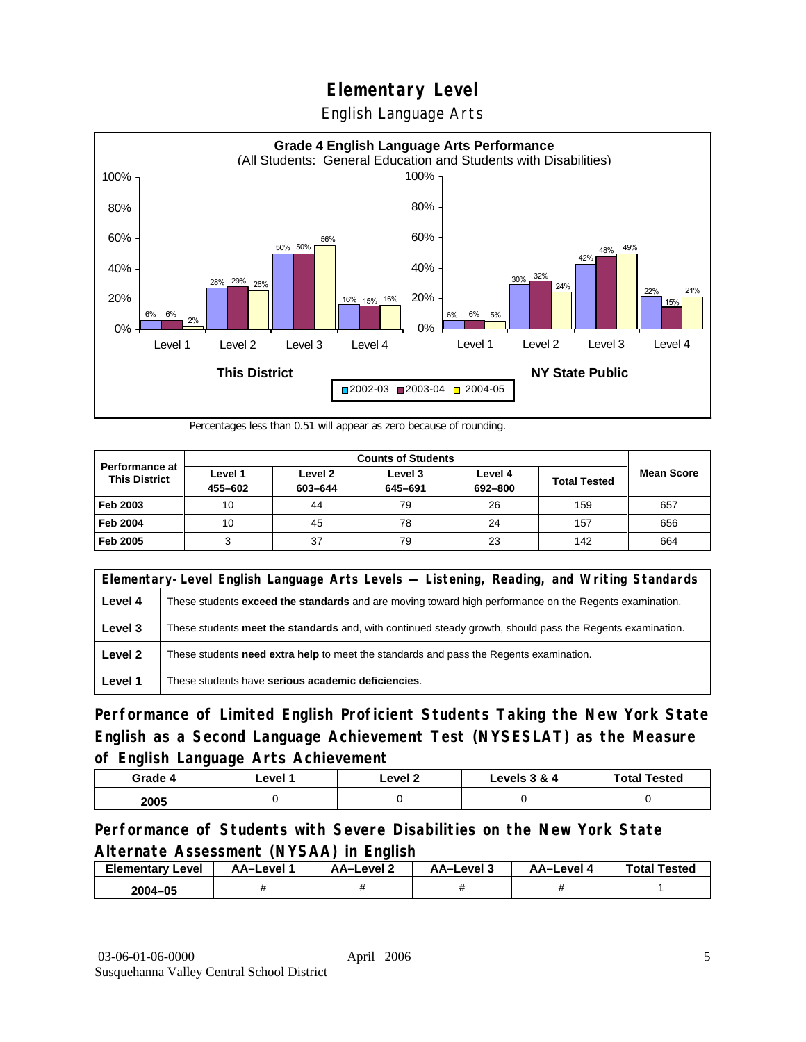# Elementary Level

English Language Arts

**Grade 4 English Language Arts Performance**
(All Students: General Education and Students with Disabilities)

| | This District 2002-03 | This District 2003-04 | This District 2004-05 | NY State Public 2002-03 | NY State Public 2003-04 | NY State Public 2004-05 |
|---|---|---|---|---|---|---|
| Level 1 | 6% | 6% | 2% | 6% | 6% | 5% |
| Level 2 | 28% | 29% | 26% | 30% | 32% | 24% |
| Level 3 | 50% | 50% | 56% | 42% | 48% | 49% |
| Level 4 | 16% | 15% | 16% | 22% | 15% | 21% |

Percentages less than 0.51 will appear as zero because of rounding.

| Performance at This District | Counts of Students | | | | | Mean Score |
|---|---|---|---|---|---|---|
| | Level 1 455–602 | Level 2 603–644 | Level 3 645–691 | Level 4 692–800 | Total Tested | |
| Feb 2003 | 10 | 44 | 79 | 26 | 159 | 657 |
| Feb 2004 | 10 | 45 | 78 | 24 | 157 | 656 |
| Feb 2005 | 3 | 37 | 79 | 23 | 142 | 664 |

| Elementary-Level English Language Arts Levels — Listening, Reading, and Writing Standards | |
|---|---|
| **Level 4** | These students **exceed the standards** and are moving toward high performance on the Regents examination. |
| **Level 3** | These students **meet the standards** and, with continued steady growth, should pass the Regents examination. |
| **Level 2** | These students **need extra help** to meet the standards and pass the Regents examination. |
| **Level 1** | These students have **serious academic deficiencies**. |

## Performance of Limited English Proficient Students Taking the New York State English as a Second Language Achievement Test (NYSESLAT) as the Measure of English Language Arts Achievement

| Grade 4 | Level 1 | Level 2 | Levels 3 & 4 | Total Tested |
|---|---|---|---|---|
| 2005 | 0 | 0 | 0 | 0 |

## Performance of Students with Severe Disabilities on the New York State Alternate Assessment (NYSAA) in English

| Elementary Level | AA–Level 1 | AA–Level 2 | AA–Level 3 | AA–Level 4 | Total Tested |
|---|---|---|---|---|---|
| 2004–05 | # | # | # | # | 1 |

03-06-01-06-0000 April 2006
Susquehanna Valley Central School District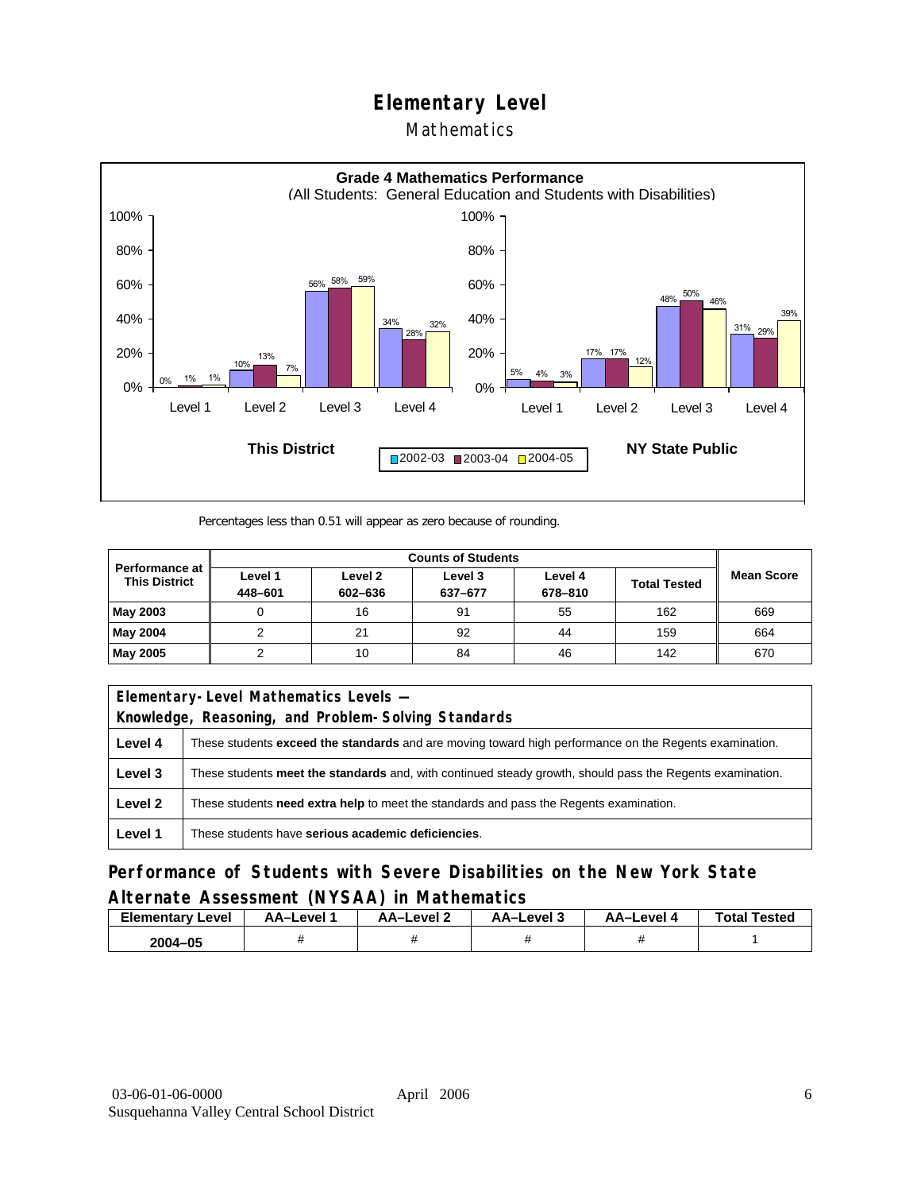# Elementary Level

## Mathematics

**Grade 4 Mathematics Performance**
(All Students: General Education and Students with Disabilities)

| | This District 2002-03 | This District 2003-04 | This District 2004-05 | NY State Public 2002-03 | NY State Public 2003-04 | NY State Public 2004-05 |
|---|---|---|---|---|---|---|
| Level 1 | 0% | 1% | 1% | 5% | 4% | 3% |
| Level 2 | 10% | 13% | 7% | 17% | 17% | 12% |
| Level 3 | 56% | 58% | 59% | 48% | 50% | 46% |
| Level 4 | 34% | 28% | 32% | 31% | 29% | 39% |

Percentages less than 0.51 will appear as zero because of rounding.

| Performance at This District | Counts of Students | | | | | Mean Score |
|---|---|---|---|---|---|---|
| | Level 1 448–601 | Level 2 602–636 | Level 3 637–677 | Level 4 678–810 | Total Tested | |
| **May 2003** | 0 | 16 | 91 | 55 | 162 | 669 |
| **May 2004** | 2 | 21 | 92 | 44 | 159 | 664 |
| **May 2005** | 2 | 10 | 84 | 46 | 142 | 670 |

| Elementary-Level Mathematics Levels — Knowledge, Reasoning, and Problem-Solving Standards | |
|---|---|
| **Level 4** | These students **exceed the standards** and are moving toward high performance on the Regents examination. |
| **Level 3** | These students **meet the standards** and, with continued steady growth, should pass the Regents examination. |
| **Level 2** | These students **need extra help** to meet the standards and pass the Regents examination. |
| **Level 1** | These students have **serious academic deficiencies**. |

## Performance of Students with Severe Disabilities on the New York State Alternate Assessment (NYSAA) in Mathematics

| Elementary Level | AA–Level 1 | AA–Level 2 | AA–Level 3 | AA–Level 4 | Total Tested |
|---|---|---|---|---|---|
| 2004–05 | # | # | # | # | 1 |

03-06-01-06-0000 April 2006
Susquehanna Valley Central School District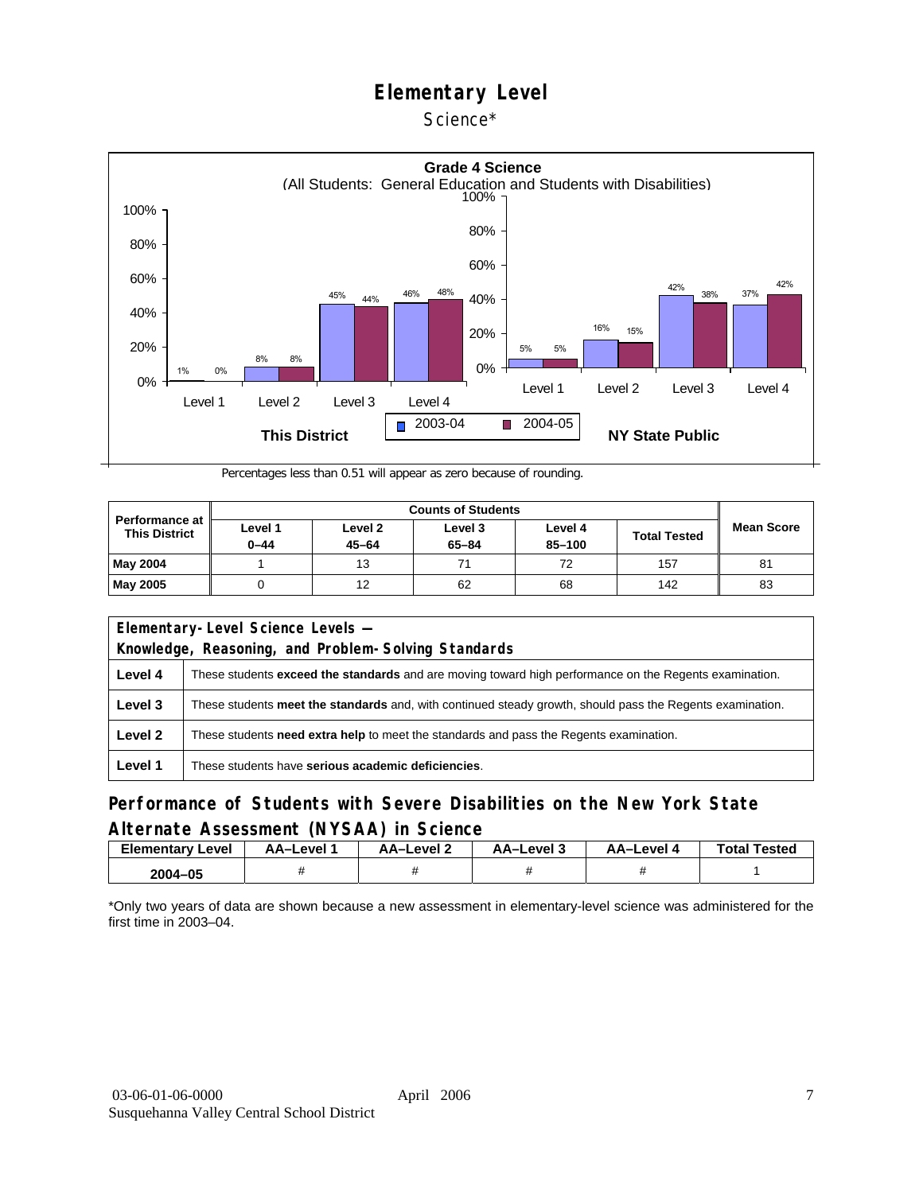# Elementary Level

Science*

**Grade 4 Science**
(All Students: General Education and Students with Disabilities)

| | This District 2003-04 | This District 2004-05 | NY State Public 2003-04 | NY State Public 2004-05 |
|---|---|---|---|---|
| Level 1 | 1% | 0% | 5% | 5% |
| Level 2 | 8% | 8% | 16% | 15% |
| Level 3 | 45% | 44% | 42% | 38% |
| Level 4 | 46% | 48% | 37% | 42% |

Percentages less than 0.51 will appear as zero because of rounding.

| Performance at This District | Counts of Students | | | | | Mean Score |
|---|---|---|---|---|---|---|
| | Level 1 0–44 | Level 2 45–64 | Level 3 65–84 | Level 4 85–100 | Total Tested | |
| **May 2004** | 1 | 13 | 71 | 72 | 157 | 81 |
| **May 2005** | 0 | 12 | 62 | 68 | 142 | 83 |

| Elementary-Level Science Levels — Knowledge, Reasoning, and Problem-Solving Standards | |
|---|---|
| **Level 4** | These students **exceed the standards** and are moving toward high performance on the Regents examination. |
| **Level 3** | These students **meet the standards** and, with continued steady growth, should pass the Regents examination. |
| **Level 2** | These students **need extra help** to meet the standards and pass the Regents examination. |
| **Level 1** | These students have **serious academic deficiencies**. |

## Performance of Students with Severe Disabilities on the New York State Alternate Assessment (NYSAA) in Science

| Elementary Level | AA–Level 1 | AA–Level 2 | AA–Level 3 | AA–Level 4 | Total Tested |
|---|---|---|---|---|---|
| **2004–05** | # | # | # | # | 1 |

*Only two years of data are shown because a new assessment in elementary-level science was administered for the first time in 2003–04.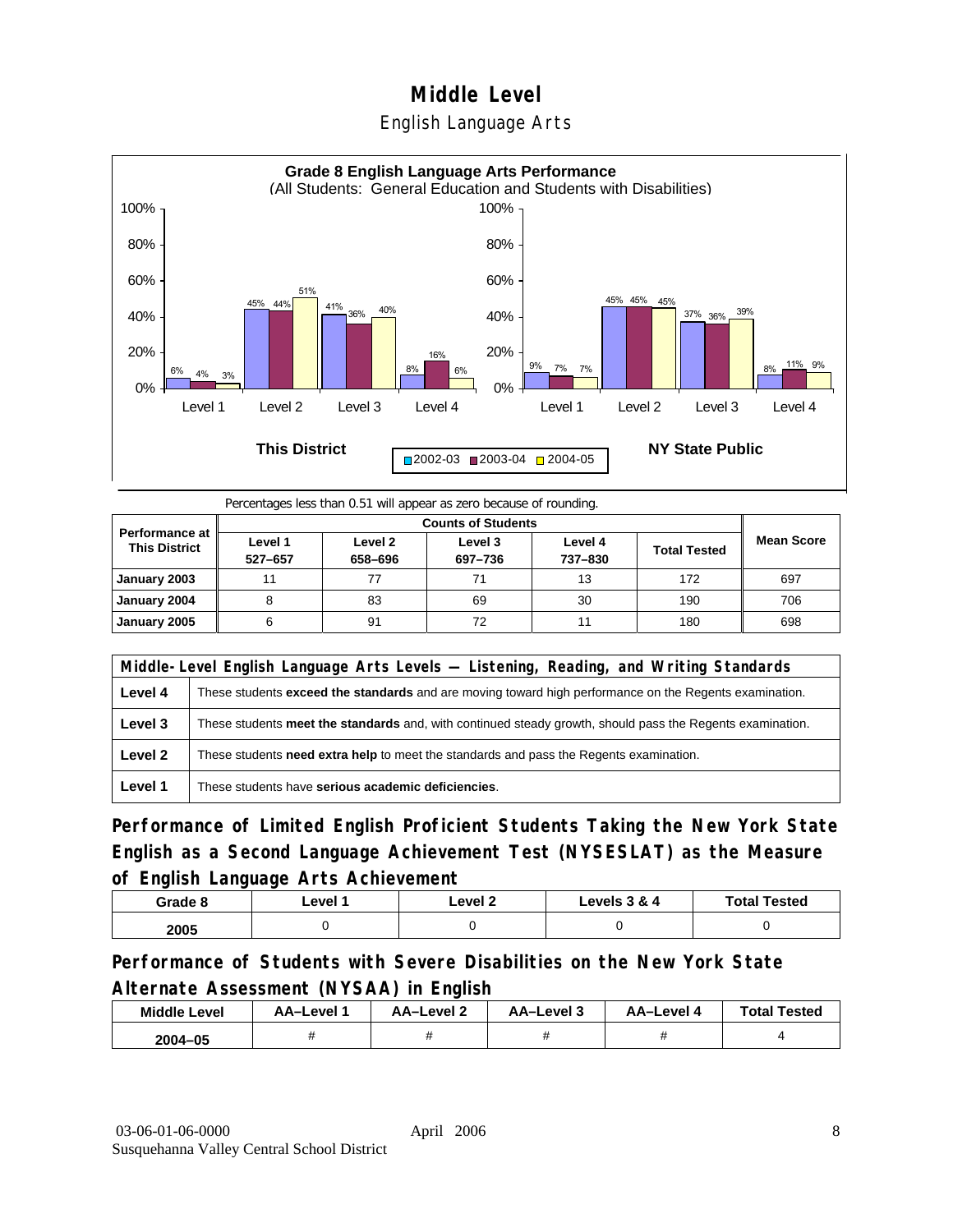# Middle Level

## English Language Arts

**Grade 8 English Language Arts Performance**
(All Students: General Education and Students with Disabilities)

| | This District 2002-03 | This District 2003-04 | This District 2004-05 | NY State Public 2002-03 | NY State Public 2003-04 | NY State Public 2004-05 |
|---|---|---|---|---|---|---|
| Level 1 | 6% | 4% | 3% | 9% | 7% | 7% |
| Level 2 | 45% | 44% | 51% | 45% | 45% | 45% |
| Level 3 | 41% | 36% | 40% | 37% | 36% | 39% |
| Level 4 | 8% | 16% | 6% | 8% | 11% | 9% |

Percentages less than 0.51 will appear as zero because of rounding.

| Performance at This District | Counts of Students | | | | | Mean Score |
|---|---|---|---|---|---|---|
| | Level 1 527–657 | Level 2 658–696 | Level 3 697–736 | Level 4 737–830 | Total Tested | |
| January 2003 | 11 | 77 | 71 | 13 | 172 | 697 |
| January 2004 | 8 | 83 | 69 | 30 | 190 | 706 |
| January 2005 | 6 | 91 | 72 | 11 | 180 | 698 |

| Middle-Level English Language Arts Levels — Listening, Reading, and Writing Standards | |
|---|---|
| Level 4 | These students **exceed the standards** and are moving toward high performance on the Regents examination. |
| Level 3 | These students **meet the standards** and, with continued steady growth, should pass the Regents examination. |
| Level 2 | These students **need extra help** to meet the standards and pass the Regents examination. |
| Level 1 | These students have **serious academic deficiencies**. |

### Performance of Limited English Proficient Students Taking the New York State English as a Second Language Achievement Test (NYSESLAT) as the Measure of English Language Arts Achievement

| Grade 8 | Level 1 | Level 2 | Levels 3 & 4 | Total Tested |
|---|---|---|---|---|
| 2005 | 0 | 0 | 0 | 0 |

### Performance of Students with Severe Disabilities on the New York State Alternate Assessment (NYSAA) in English

| Middle Level | AA–Level 1 | AA–Level 2 | AA–Level 3 | AA–Level 4 | Total Tested |
|---|---|---|---|---|---|
| 2004–05 | # | # | # | # | 4 |

03-06-01-06-0000 April 2006
Susquehanna Valley Central School District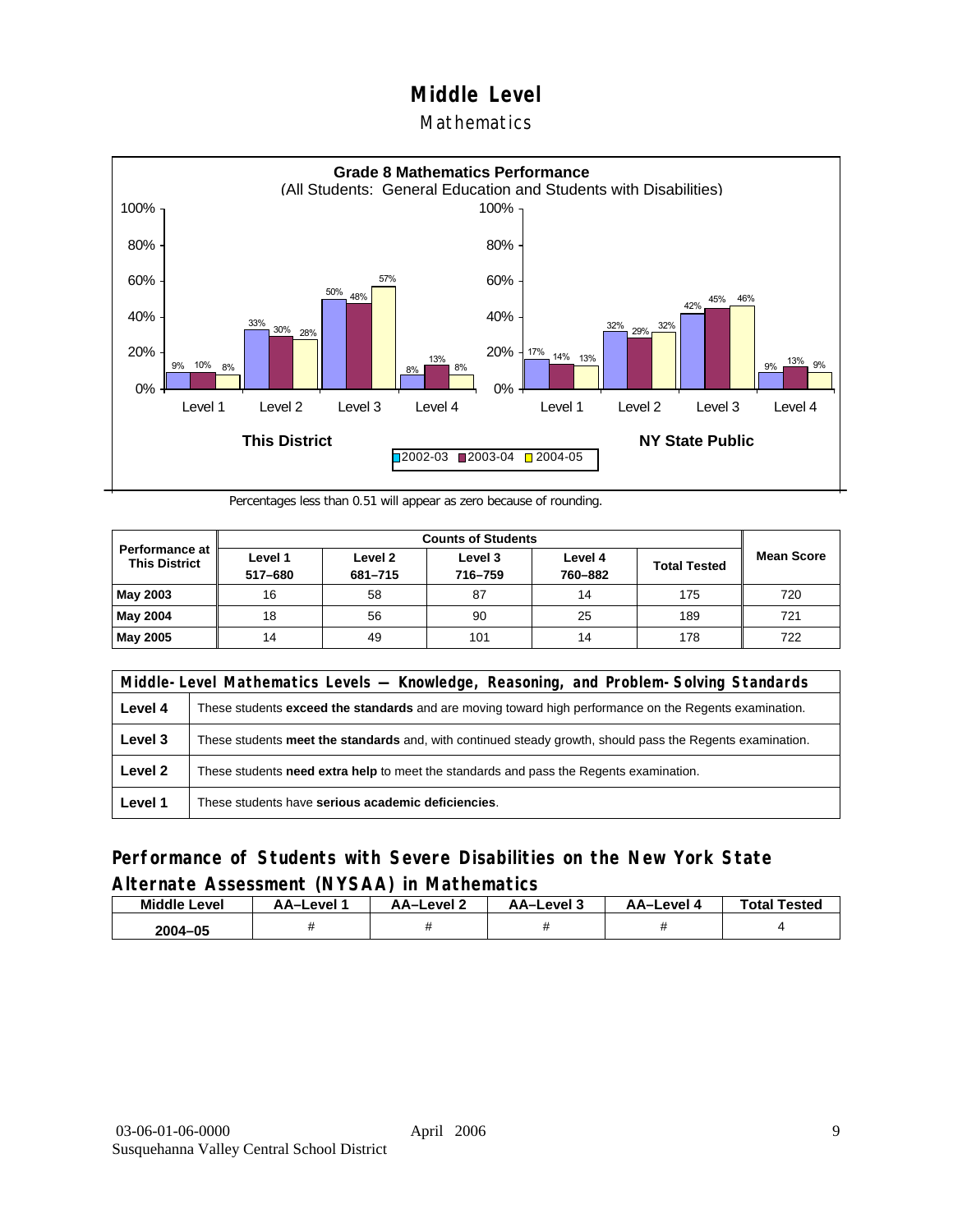# Middle Level

## Mathematics

**Grade 8 Mathematics Performance**
(All Students: General Education and Students with Disabilities)

| | This District 2002-03 | This District 2003-04 | This District 2004-05 | NY State Public 2002-03 | NY State Public 2003-04 | NY State Public 2004-05 |
|---|---|---|---|---|---|---|
| Level 1 | 9% | 10% | 8% | 17% | 14% | 13% |
| Level 2 | 33% | 30% | 28% | 32% | 29% | 32% |
| Level 3 | 50% | 48% | 57% | 42% | 45% | 46% |
| Level 4 | 8% | 13% | 8% | 9% | 13% | 9% |

Percentages less than 0.51 will appear as zero because of rounding.

| Performance at This District | Counts of Students | | | | | Mean Score |
|---|---|---|---|---|---|---|
| | Level 1 517–680 | Level 2 681–715 | Level 3 716–759 | Level 4 760–882 | Total Tested | |
| **May 2003** | 16 | 58 | 87 | 14 | 175 | 720 |
| **May 2004** | 18 | 56 | 90 | 25 | 189 | 721 |
| **May 2005** | 14 | 49 | 101 | 14 | 178 | 722 |

| Middle-Level Mathematics Levels — Knowledge, Reasoning, and Problem-Solving Standards | |
|---|---|
| **Level 4** | These students **exceed the standards** and are moving toward high performance on the Regents examination. |
| **Level 3** | These students **meet the standards** and, with continued steady growth, should pass the Regents examination. |
| **Level 2** | These students **need extra help** to meet the standards and pass the Regents examination. |
| **Level 1** | These students have **serious academic deficiencies**. |

## Performance of Students with Severe Disabilities on the New York State Alternate Assessment (NYSAA) in Mathematics

| Middle Level | AA–Level 1 | AA–Level 2 | AA–Level 3 | AA–Level 4 | Total Tested |
|---|---|---|---|---|---|
| 2004–05 | # | # | # | # | 4 |

03-06-01-06-0000 April 2006
Susquehanna Valley Central School District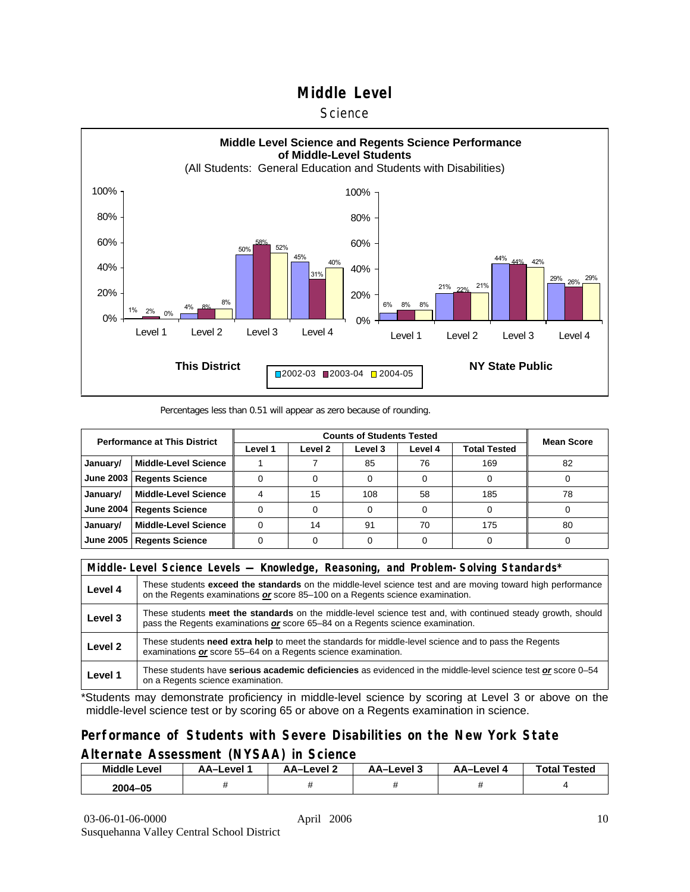# Middle Level

## Science

**Middle Level Science and Regents Science Performance of Middle-Level Students**
(All Students: General Education and Students with Disabilities)

| This District | 2002-03 | 2003-04 | 2004-05 |
|---|---|---|---|
| Level 1 | 1% | 2% | 0% |
| Level 2 | 4% | 8% | 8% |
| Level 3 | 50% | 58% | 52% |
| Level 4 | 45% | 31% | 40% |

| NY State Public | 2002-03 | 2003-04 | 2004-05 |
|---|---|---|---|
| Level 1 | 6% | 8% | 8% |
| Level 2 | 21% | 22% | 21% |
| Level 3 | 44% | 44% | 42% |
| Level 4 | 29% | 26% | 29% |

Percentages less than 0.51 will appear as zero because of rounding.

| Performance at This District | | Counts of Students Tested | | | | | Mean Score |
|---|---|---|---|---|---|---|---|
| | | Level 1 | Level 2 | Level 3 | Level 4 | Total Tested | |
| January/ | Middle-Level Science | 1 | 7 | 85 | 76 | 169 | 82 |
| June 2003 | Regents Science | 0 | 0 | 0 | 0 | 0 | 0 |
| January/ | Middle-Level Science | 4 | 15 | 108 | 58 | 185 | 78 |
| June 2004 | Regents Science | 0 | 0 | 0 | 0 | 0 | 0 |
| January/ | Middle-Level Science | 0 | 14 | 91 | 70 | 175 | 80 |
| June 2005 | Regents Science | 0 | 0 | 0 | 0 | 0 | 0 |

| Middle-Level Science Levels — Knowledge, Reasoning, and Problem-Solving Standards* | |
|---|---|
| Level 4 | These students **exceed the standards** on the middle-level science test and are moving toward high performance on the Regents examinations ***or*** score 85–100 on a Regents science examination. |
| Level 3 | These students **meet the standards** on the middle-level science test and, with continued steady growth, should pass the Regents examinations ***or*** score 65–84 on a Regents science examination. |
| Level 2 | These students **need extra help** to meet the standards for middle-level science and to pass the Regents examinations ***or*** score 55–64 on a Regents science examination. |
| Level 1 | These students have **serious academic deficiencies** as evidenced in the middle-level science test ***or*** score 0–54 on a Regents science examination. |

*Students may demonstrate proficiency in middle-level science by scoring at Level 3 or above on the middle-level science test or by scoring 65 or above on a Regents examination in science.

## Performance of Students with Severe Disabilities on the New York State Alternate Assessment (NYSAA) in Science

| Middle Level | AA–Level 1 | AA–Level 2 | AA–Level 3 | AA–Level 4 | Total Tested |
|---|---|---|---|---|---|
| 2004–05 | # | # | # | # | 4 |

03-06-01-06-0000 April 2006
Susquehanna Valley Central School District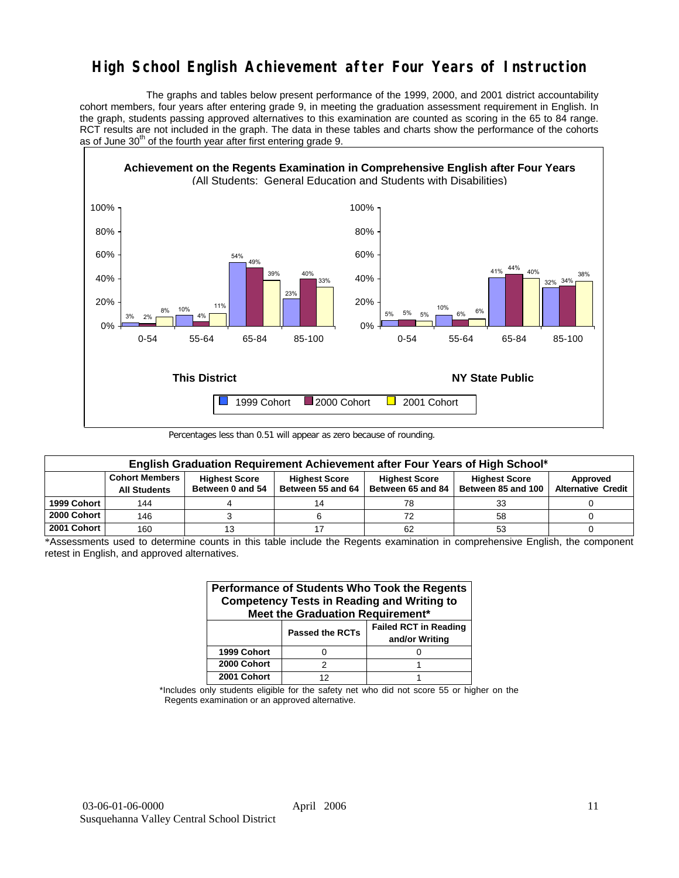# High School English Achievement after Four Years of Instruction

The graphs and tables below present performance of the 1999, 2000, and 2001 district accountability cohort members, four years after entering grade 9, in meeting the graduation assessment requirement in English. In the graph, students passing approved alternatives to this examination are counted as scoring in the 65 to 84 range. RCT results are not included in the graph. The data in these tables and charts show the performance of the cohorts as of June 30th of the fourth year after first entering grade 9.

**Achievement on the Regents Examination in Comprehensive English after Four Years**
(All Students: General Education and Students with Disabilities)

**This District**

| Score Range | 1999 Cohort | 2000 Cohort | 2001 Cohort |
|---|---|---|---|
| 0-54 | 3% | 2% | 8% |
| 55-64 | 10% | 4% | 11% |
| 65-84 | 54% | 49% | 39% |
| 85-100 | 23% | 40% | 33% |

**NY State Public**

| Score Range | 1999 Cohort | 2000 Cohort | 2001 Cohort |
|---|---|---|---|
| 0-54 | 5% | 5% | 5% |
| 55-64 | 10% | 6% | 6% |
| 65-84 | 41% | 44% | 40% |
| 85-100 | 32% | 34% | 38% |

Percentages less than 0.51 will appear as zero because of rounding.

**English Graduation Requirement Achievement after Four Years of High School***

| | Cohort Members All Students | Highest Score Between 0 and 54 | Highest Score Between 55 and 64 | Highest Score Between 65 and 84 | Highest Score Between 85 and 100 | Approved Alternative Credit |
|---|---|---|---|---|---|---|
| 1999 Cohort | 144 | 4 | 14 | 78 | 33 | 0 |
| 2000 Cohort | 146 | 3 | 6 | 72 | 58 | 0 |
| 2001 Cohort | 160 | 13 | 17 | 62 | 53 | 0 |

*Assessments used to determine counts in this table include the Regents examination in comprehensive English, the component retest in English, and approved alternatives.

**Performance of Students Who Took the Regents Competency Tests in Reading and Writing to Meet the Graduation Requirement***

| | Passed the RCTs | Failed RCT in Reading and/or Writing |
|---|---|---|
| 1999 Cohort | 0 | 0 |
| 2000 Cohort | 2 | 1 |
| 2001 Cohort | 12 | 1 |

*Includes only students eligible for the safety net who did not score 55 or higher on the Regents examination or an approved alternative.

03-06-01-06-0000 April 2006
Susquehanna Valley Central School District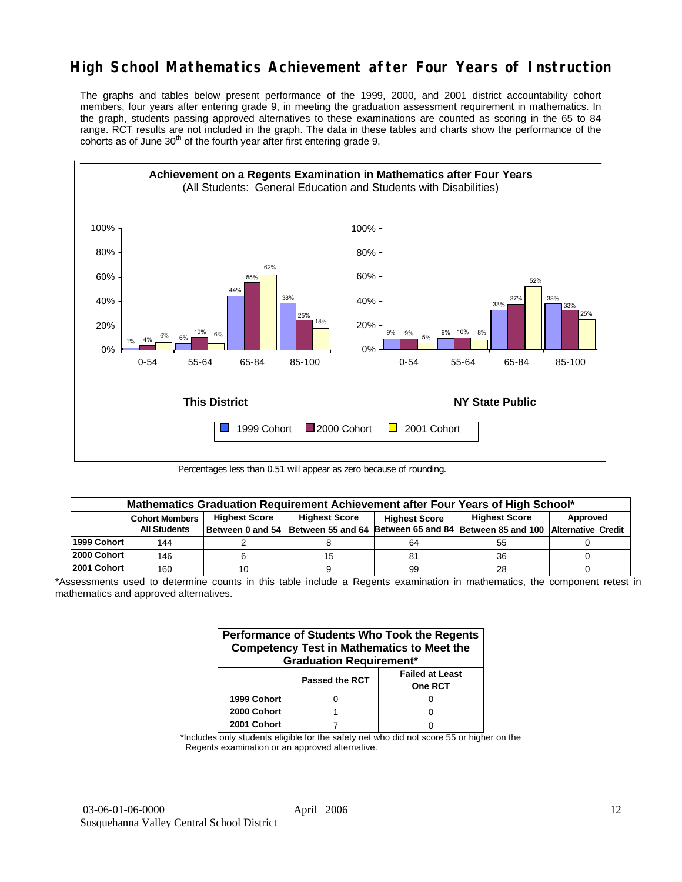# High School Mathematics Achievement after Four Years of Instruction

The graphs and tables below present performance of the 1999, 2000, and 2001 district accountability cohort members, four years after entering grade 9, in meeting the graduation assessment requirement in mathematics. In the graph, students passing approved alternatives to these examinations are counted as scoring in the 65 to 84 range. RCT results are not included in the graph. The data in these tables and charts show the performance of the cohorts as of June 30th of the fourth year after first entering grade 9.

**Achievement on a Regents Examination in Mathematics after Four Years**
(All Students: General Education and Students with Disabilities)

**This District**

| Score | 1999 Cohort | 2000 Cohort | 2001 Cohort |
|---|---|---|---|
| 0-54 | 1% | 4% | 6% |
| 55-64 | 6% | 10% | 6% |
| 65-84 | 44% | 55% | 62% |
| 85-100 | 38% | 25% | 18% |

**NY State Public**

| Score | 1999 Cohort | 2000 Cohort | 2001 Cohort |
|---|---|---|---|
| 0-54 | 9% | 9% | 5% |
| 55-64 | 9% | 10% | 8% |
| 65-84 | 33% | 37% | 52% |
| 85-100 | 38% | 33% | 25% |

Percentages less than 0.51 will appear as zero because of rounding.

| Mathematics Graduation Requirement Achievement after Four Years of High School* | | | | | | |
|---|---|---|---|---|---|---|
| | Cohort Members All Students | Highest Score Between 0 and 54 | Highest Score Between 55 and 64 | Highest Score Between 65 and 84 | Highest Score Between 85 and 100 | Approved Alternative Credit |
| 1999 Cohort | 144 | 2 | 8 | 64 | 55 | 0 |
| 2000 Cohort | 146 | 6 | 15 | 81 | 36 | 0 |
| 2001 Cohort | 160 | 10 | 9 | 99 | 28 | 0 |

*Assessments used to determine counts in this table include a Regents examination in mathematics, the component retest in mathematics and approved alternatives.

| Performance of Students Who Took the Regents Competency Test in Mathematics to Meet the Graduation Requirement* | | |
|---|---|---|
| | Passed the RCT | Failed at Least One RCT |
| 1999 Cohort | 0 | 0 |
| 2000 Cohort | 1 | 0 |
| 2001 Cohort | 7 | 0 |

*Includes only students eligible for the safety net who did not score 55 or higher on the Regents examination or an approved alternative.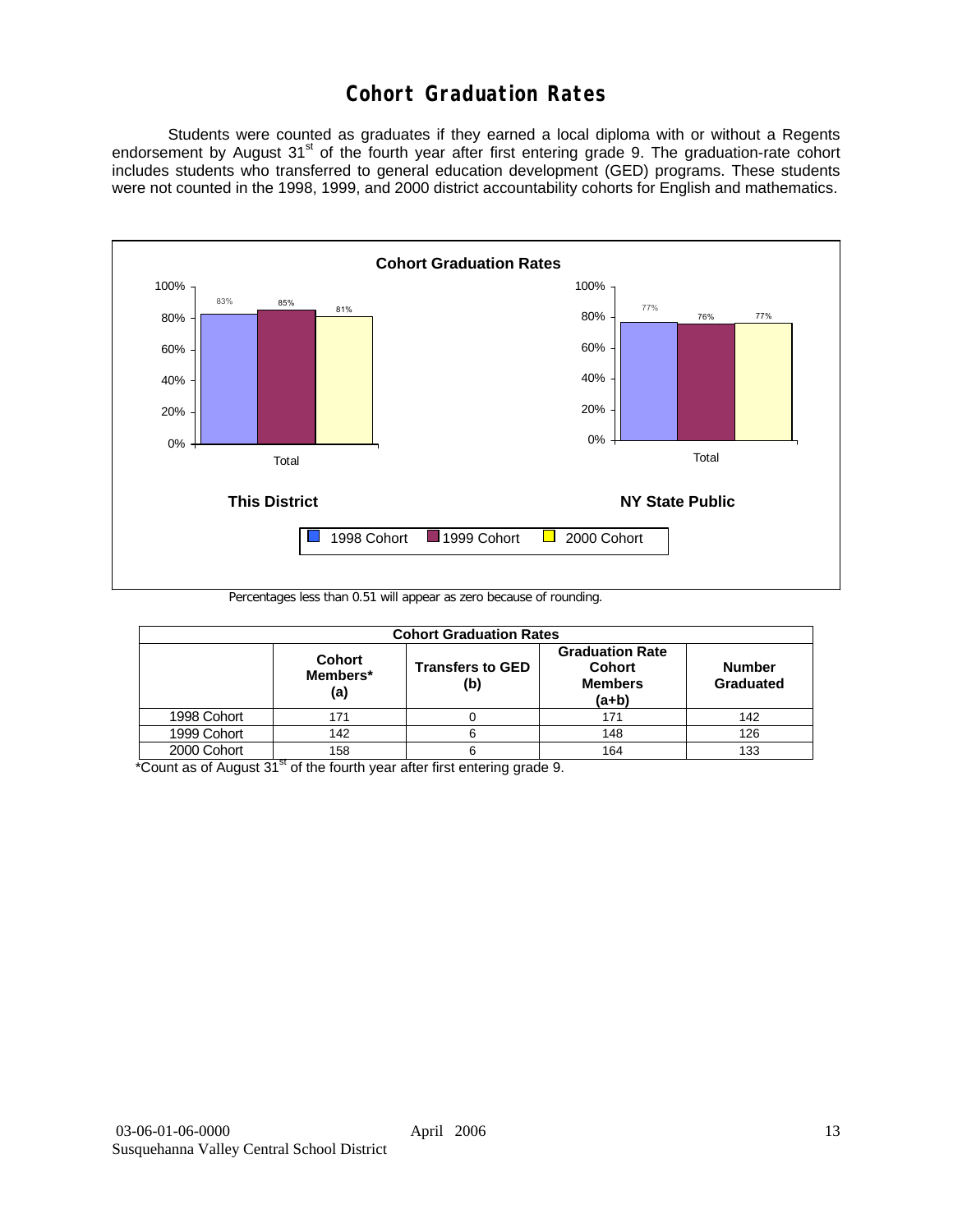# Cohort Graduation Rates

Students were counted as graduates if they earned a local diploma with or without a Regents endorsement by August 31st of the fourth year after first entering grade 9. The graduation-rate cohort includes students who transferred to general education development (GED) programs. These students were not counted in the 1998, 1999, and 2000 district accountability cohorts for English and mathematics.

**Cohort Graduation Rates**

| | 1998 Cohort | 1999 Cohort | 2000 Cohort |
|---|---|---|---|
| This District (Total) | 83% | 85% | 81% |
| NY State Public (Total) | 77% | 76% | 77% |

Percentages less than 0.51 will appear as zero because of rounding.

| Cohort Graduation Rates | | | | |
|---|---|---|---|---|
| | Cohort Members* (a) | Transfers to GED (b) | Graduation Rate Cohort Members (a+b) | Number Graduated |
| 1998 Cohort | 171 | 0 | 171 | 142 |
| 1999 Cohort | 142 | 6 | 148 | 126 |
| 2000 Cohort | 158 | 6 | 164 | 133 |

*Count as of August 31st of the fourth year after first entering grade 9.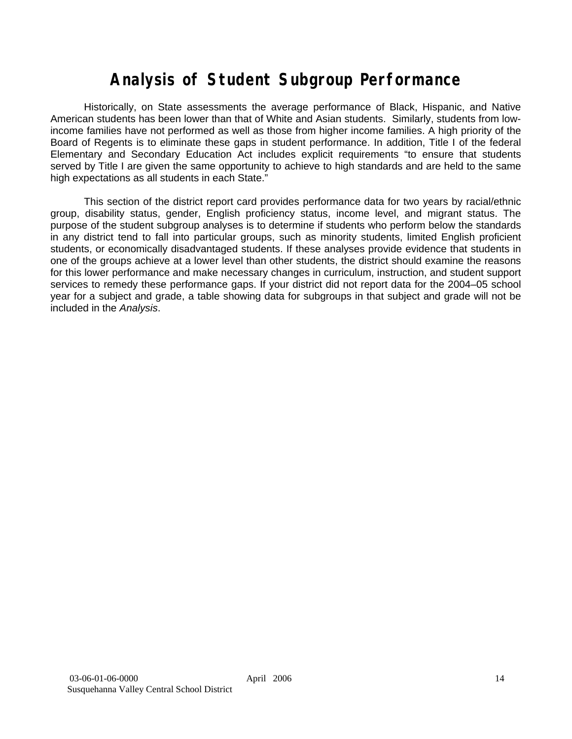# Analysis of Student Subgroup Performance

Historically, on State assessments the average performance of Black, Hispanic, and Native American students has been lower than that of White and Asian students. Similarly, students from low-income families have not performed as well as those from higher income families. A high priority of the Board of Regents is to eliminate these gaps in student performance. In addition, Title I of the federal Elementary and Secondary Education Act includes explicit requirements "to ensure that students served by Title I are given the same opportunity to achieve to high standards and are held to the same high expectations as all students in each State."

This section of the district report card provides performance data for two years by racial/ethnic group, disability status, gender, English proficiency status, income level, and migrant status. The purpose of the student subgroup analyses is to determine if students who perform below the standards in any district tend to fall into particular groups, such as minority students, limited English proficient students, or economically disadvantaged students. If these analyses provide evidence that students in one of the groups achieve at a lower level than other students, the district should examine the reasons for this lower performance and make necessary changes in curriculum, instruction, and student support services to remedy these performance gaps. If your district did not report data for the 2004–05 school year for a subject and grade, a table showing data for subgroups in that subject and grade will not be included in the *Analysis*.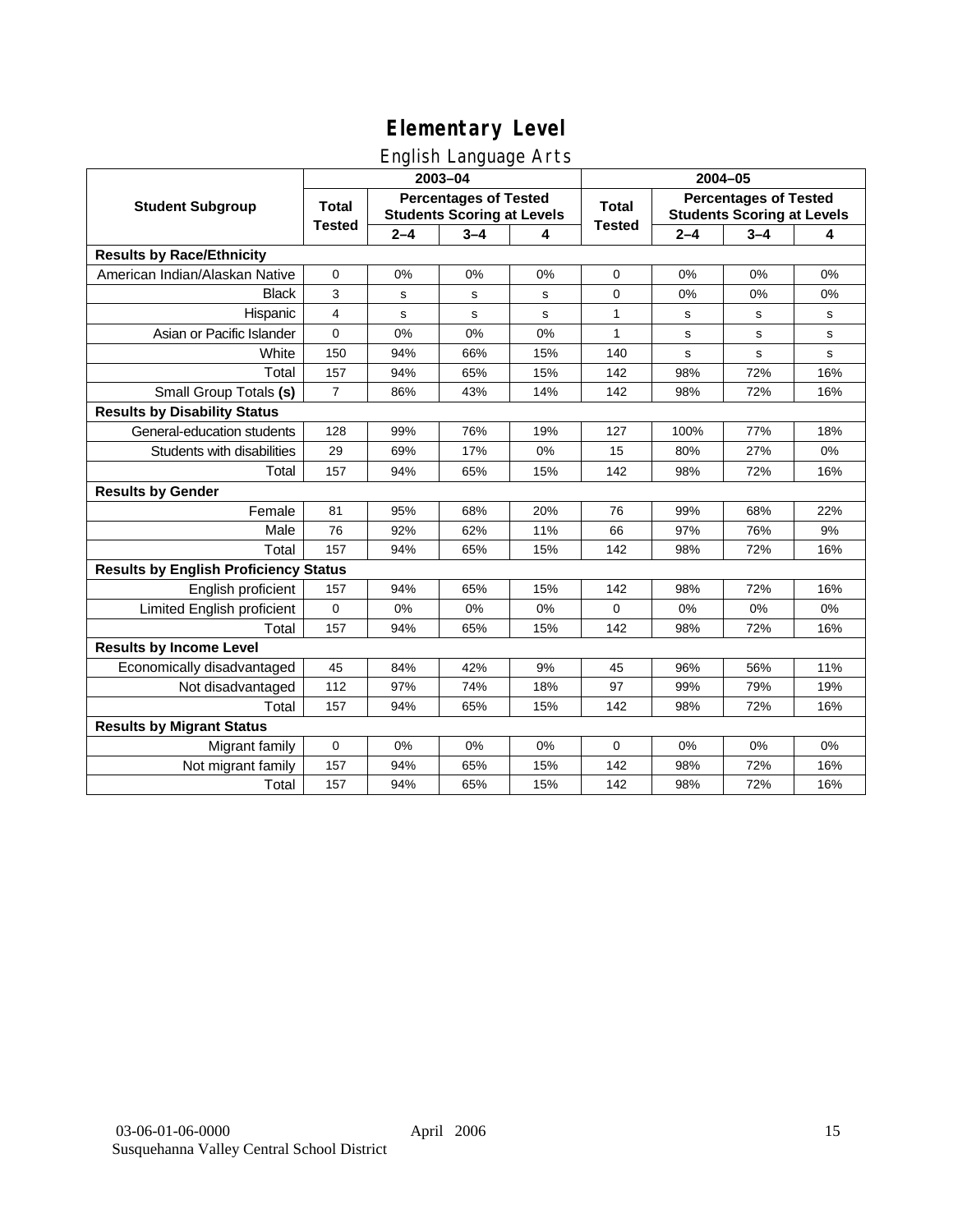# Elementary Level

## English Language Arts

| Student Subgroup | 2003–04 | | | | 2004–05 | | | |
|---|---|---|---|---|---|---|---|---|
| | Total Tested | Percentages of Tested Students Scoring at Levels | | | Total Tested | Percentages of Tested Students Scoring at Levels | | |
| | | 2–4 | 3–4 | 4 | | 2–4 | 3–4 | 4 |
| **Results by Race/Ethnicity** | | | | | | | | |
| American Indian/Alaskan Native | 0 | 0% | 0% | 0% | 0 | 0% | 0% | 0% |
| Black | 3 | s | s | s | 0 | 0% | 0% | 0% |
| Hispanic | 4 | s | s | s | 1 | s | s | s |
| Asian or Pacific Islander | 0 | 0% | 0% | 0% | 1 | s | s | s |
| White | 150 | 94% | 66% | 15% | 140 | s | s | s |
| Total | 157 | 94% | 65% | 15% | 142 | 98% | 72% | 16% |
| Small Group Totals **(s)** | 7 | 86% | 43% | 14% | 142 | 98% | 72% | 16% |
| **Results by Disability Status** | | | | | | | | |
| General-education students | 128 | 99% | 76% | 19% | 127 | 100% | 77% | 18% |
| Students with disabilities | 29 | 69% | 17% | 0% | 15 | 80% | 27% | 0% |
| Total | 157 | 94% | 65% | 15% | 142 | 98% | 72% | 16% |
| **Results by Gender** | | | | | | | | |
| Female | 81 | 95% | 68% | 20% | 76 | 99% | 68% | 22% |
| Male | 76 | 92% | 62% | 11% | 66 | 97% | 76% | 9% |
| Total | 157 | 94% | 65% | 15% | 142 | 98% | 72% | 16% |
| **Results by English Proficiency Status** | | | | | | | | |
| English proficient | 157 | 94% | 65% | 15% | 142 | 98% | 72% | 16% |
| Limited English proficient | 0 | 0% | 0% | 0% | 0 | 0% | 0% | 0% |
| Total | 157 | 94% | 65% | 15% | 142 | 98% | 72% | 16% |
| **Results by Income Level** | | | | | | | | |
| Economically disadvantaged | 45 | 84% | 42% | 9% | 45 | 96% | 56% | 11% |
| Not disadvantaged | 112 | 97% | 74% | 18% | 97 | 99% | 79% | 19% |
| Total | 157 | 94% | 65% | 15% | 142 | 98% | 72% | 16% |
| **Results by Migrant Status** | | | | | | | | |
| Migrant family | 0 | 0% | 0% | 0% | 0 | 0% | 0% | 0% |
| Not migrant family | 157 | 94% | 65% | 15% | 142 | 98% | 72% | 16% |
| Total | 157 | 94% | 65% | 15% | 142 | 98% | 72% | 16% |

03-06-01-06-0000 April 2006
Susquehanna Valley Central School District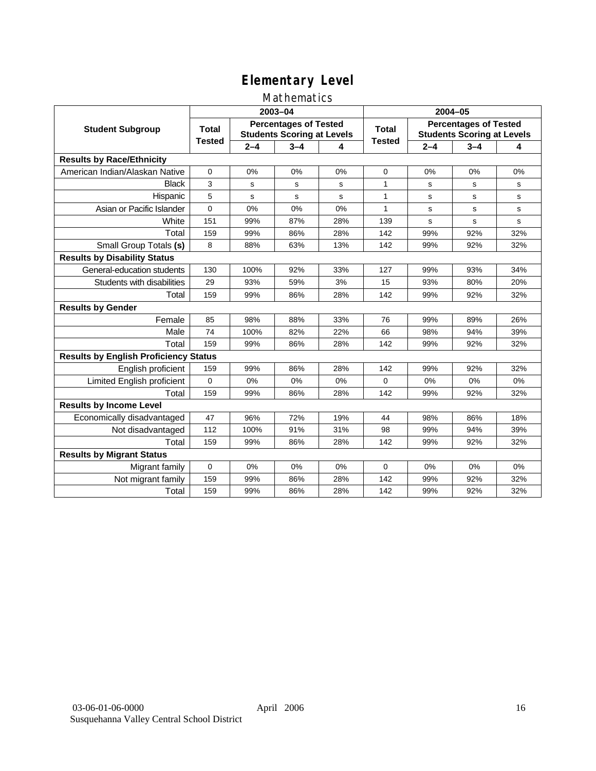# Elementary Level

## Mathematics

| Student Subgroup | 2003–04 | | | | 2004–05 | | | |
|---|---|---|---|---|---|---|---|---|
| | Total Tested | Percentages of Tested Students Scoring at Levels | | | Total Tested | Percentages of Tested Students Scoring at Levels | | |
| | | 2–4 | 3–4 | 4 | | 2–4 | 3–4 | 4 |
| **Results by Race/Ethnicity** | | | | | | | | |
| American Indian/Alaskan Native | 0 | 0% | 0% | 0% | 0 | 0% | 0% | 0% |
| Black | 3 | s | s | s | 1 | s | s | s |
| Hispanic | 5 | s | s | s | 1 | s | s | s |
| Asian or Pacific Islander | 0 | 0% | 0% | 0% | 1 | s | s | s |
| White | 151 | 99% | 87% | 28% | 139 | s | s | s |
| Total | 159 | 99% | 86% | 28% | 142 | 99% | 92% | 32% |
| Small Group Totals **(s)** | 8 | 88% | 63% | 13% | 142 | 99% | 92% | 32% |
| **Results by Disability Status** | | | | | | | | |
| General-education students | 130 | 100% | 92% | 33% | 127 | 99% | 93% | 34% |
| Students with disabilities | 29 | 93% | 59% | 3% | 15 | 93% | 80% | 20% |
| Total | 159 | 99% | 86% | 28% | 142 | 99% | 92% | 32% |
| **Results by Gender** | | | | | | | | |
| Female | 85 | 98% | 88% | 33% | 76 | 99% | 89% | 26% |
| Male | 74 | 100% | 82% | 22% | 66 | 98% | 94% | 39% |
| Total | 159 | 99% | 86% | 28% | 142 | 99% | 92% | 32% |
| **Results by English Proficiency Status** | | | | | | | | |
| English proficient | 159 | 99% | 86% | 28% | 142 | 99% | 92% | 32% |
| Limited English proficient | 0 | 0% | 0% | 0% | 0 | 0% | 0% | 0% |
| Total | 159 | 99% | 86% | 28% | 142 | 99% | 92% | 32% |
| **Results by Income Level** | | | | | | | | |
| Economically disadvantaged | 47 | 96% | 72% | 19% | 44 | 98% | 86% | 18% |
| Not disadvantaged | 112 | 100% | 91% | 31% | 98 | 99% | 94% | 39% |
| Total | 159 | 99% | 86% | 28% | 142 | 99% | 92% | 32% |
| **Results by Migrant Status** | | | | | | | | |
| Migrant family | 0 | 0% | 0% | 0% | 0 | 0% | 0% | 0% |
| Not migrant family | 159 | 99% | 86% | 28% | 142 | 99% | 92% | 32% |
| Total | 159 | 99% | 86% | 28% | 142 | 99% | 92% | 32% |

03-06-01-06-0000 April 2006
Susquehanna Valley Central School District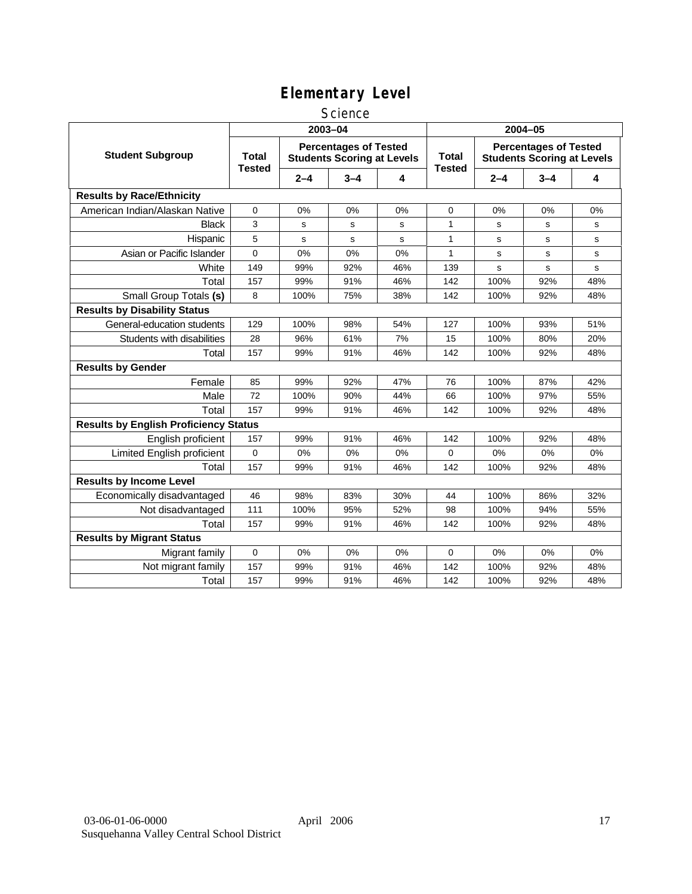# Elementary Level

## Science

| Student Subgroup | 2003–04 | | | | 2004–05 | | | |
|---|---|---|---|---|---|---|---|---|
| | Total Tested | Percentages of Tested Students Scoring at Levels | | | Total Tested | Percentages of Tested Students Scoring at Levels | | |
| | | 2–4 | 3–4 | 4 | | 2–4 | 3–4 | 4 |
| **Results by Race/Ethnicity** | | | | | | | | |
| American Indian/Alaskan Native | 0 | 0% | 0% | 0% | 0 | 0% | 0% | 0% |
| Black | 3 | s | s | s | 1 | s | s | s |
| Hispanic | 5 | s | s | s | 1 | s | s | s |
| Asian or Pacific Islander | 0 | 0% | 0% | 0% | 1 | s | s | s |
| White | 149 | 99% | 92% | 46% | 139 | s | s | s |
| Total | 157 | 99% | 91% | 46% | 142 | 100% | 92% | 48% |
| Small Group Totals **(s)** | 8 | 100% | 75% | 38% | 142 | 100% | 92% | 48% |
| **Results by Disability Status** | | | | | | | | |
| General-education students | 129 | 100% | 98% | 54% | 127 | 100% | 93% | 51% |
| Students with disabilities | 28 | 96% | 61% | 7% | 15 | 100% | 80% | 20% |
| Total | 157 | 99% | 91% | 46% | 142 | 100% | 92% | 48% |
| **Results by Gender** | | | | | | | | |
| Female | 85 | 99% | 92% | 47% | 76 | 100% | 87% | 42% |
| Male | 72 | 100% | 90% | 44% | 66 | 100% | 97% | 55% |
| Total | 157 | 99% | 91% | 46% | 142 | 100% | 92% | 48% |
| **Results by English Proficiency Status** | | | | | | | | |
| English proficient | 157 | 99% | 91% | 46% | 142 | 100% | 92% | 48% |
| Limited English proficient | 0 | 0% | 0% | 0% | 0 | 0% | 0% | 0% |
| Total | 157 | 99% | 91% | 46% | 142 | 100% | 92% | 48% |
| **Results by Income Level** | | | | | | | | |
| Economically disadvantaged | 46 | 98% | 83% | 30% | 44 | 100% | 86% | 32% |
| Not disadvantaged | 111 | 100% | 95% | 52% | 98 | 100% | 94% | 55% |
| Total | 157 | 99% | 91% | 46% | 142 | 100% | 92% | 48% |
| **Results by Migrant Status** | | | | | | | | |
| Migrant family | 0 | 0% | 0% | 0% | 0 | 0% | 0% | 0% |
| Not migrant family | 157 | 99% | 91% | 46% | 142 | 100% | 92% | 48% |
| Total | 157 | 99% | 91% | 46% | 142 | 100% | 92% | 48% |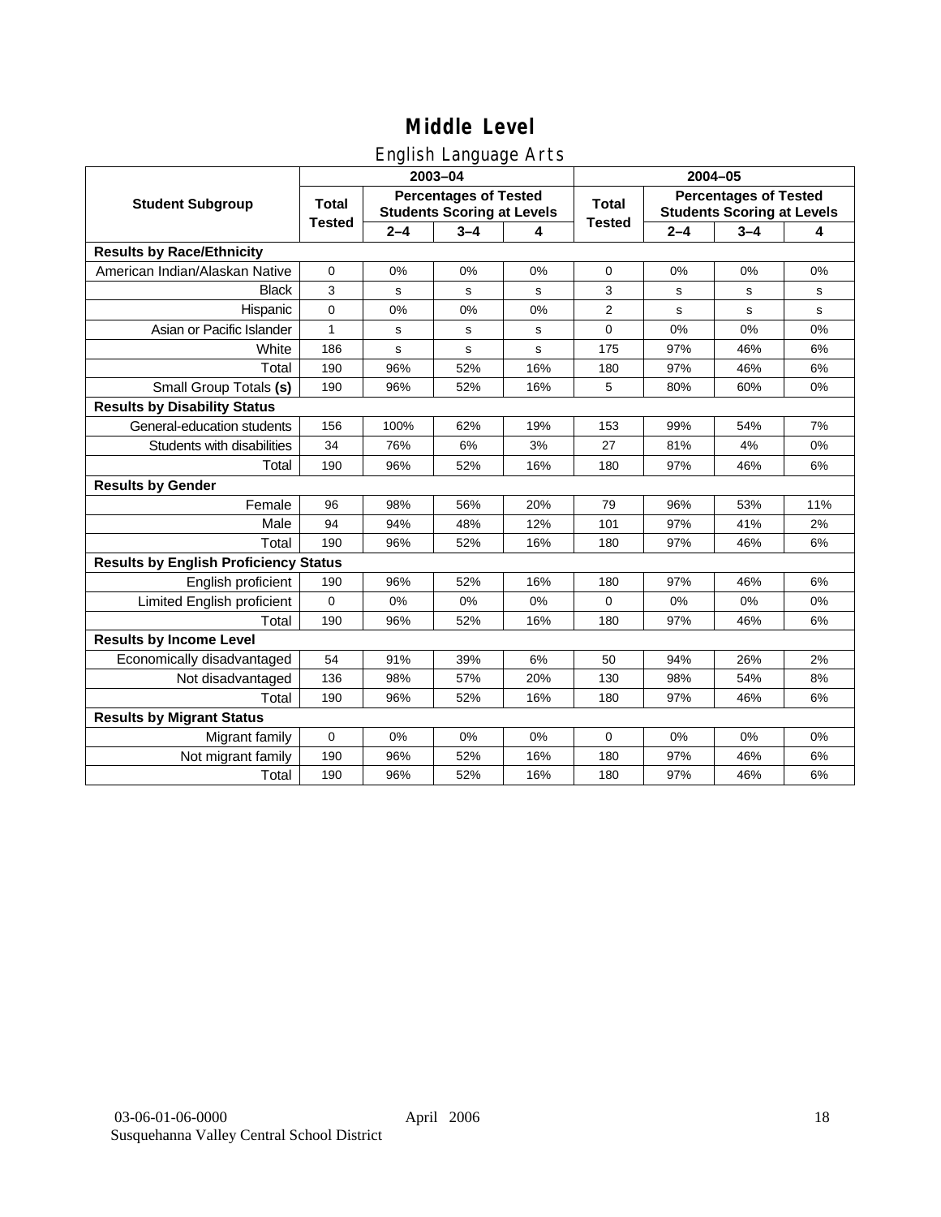# Middle Level

## English Language Arts

| Student Subgroup | 2003–04 | | | | 2004–05 | | | |
|---|---|---|---|---|---|---|---|---|
| | Total Tested | Percentages of Tested Students Scoring at Levels | | | Total Tested | Percentages of Tested Students Scoring at Levels | | |
| | | 2–4 | 3–4 | 4 | | 2–4 | 3–4 | 4 |
| **Results by Race/Ethnicity** | | | | | | | | |
| American Indian/Alaskan Native | 0 | 0% | 0% | 0% | 0 | 0% | 0% | 0% |
| Black | 3 | s | s | s | 3 | s | s | s |
| Hispanic | 0 | 0% | 0% | 0% | 2 | s | s | s |
| Asian or Pacific Islander | 1 | s | s | s | 0 | 0% | 0% | 0% |
| White | 186 | s | s | s | 175 | 97% | 46% | 6% |
| Total | 190 | 96% | 52% | 16% | 180 | 97% | 46% | 6% |
| Small Group Totals **(s)** | 190 | 96% | 52% | 16% | 5 | 80% | 60% | 0% |
| **Results by Disability Status** | | | | | | | | |
| General-education students | 156 | 100% | 62% | 19% | 153 | 99% | 54% | 7% |
| Students with disabilities | 34 | 76% | 6% | 3% | 27 | 81% | 4% | 0% |
| Total | 190 | 96% | 52% | 16% | 180 | 97% | 46% | 6% |
| **Results by Gender** | | | | | | | | |
| Female | 96 | 98% | 56% | 20% | 79 | 96% | 53% | 11% |
| Male | 94 | 94% | 48% | 12% | 101 | 97% | 41% | 2% |
| Total | 190 | 96% | 52% | 16% | 180 | 97% | 46% | 6% |
| **Results by English Proficiency Status** | | | | | | | | |
| English proficient | 190 | 96% | 52% | 16% | 180 | 97% | 46% | 6% |
| Limited English proficient | 0 | 0% | 0% | 0% | 0 | 0% | 0% | 0% |
| Total | 190 | 96% | 52% | 16% | 180 | 97% | 46% | 6% |
| **Results by Income Level** | | | | | | | | |
| Economically disadvantaged | 54 | 91% | 39% | 6% | 50 | 94% | 26% | 2% |
| Not disadvantaged | 136 | 98% | 57% | 20% | 130 | 98% | 54% | 8% |
| Total | 190 | 96% | 52% | 16% | 180 | 97% | 46% | 6% |
| **Results by Migrant Status** | | | | | | | | |
| Migrant family | 0 | 0% | 0% | 0% | 0 | 0% | 0% | 0% |
| Not migrant family | 190 | 96% | 52% | 16% | 180 | 97% | 46% | 6% |
| Total | 190 | 96% | 52% | 16% | 180 | 97% | 46% | 6% |

03-06-01-06-0000 April 2006
Susquehanna Valley Central School District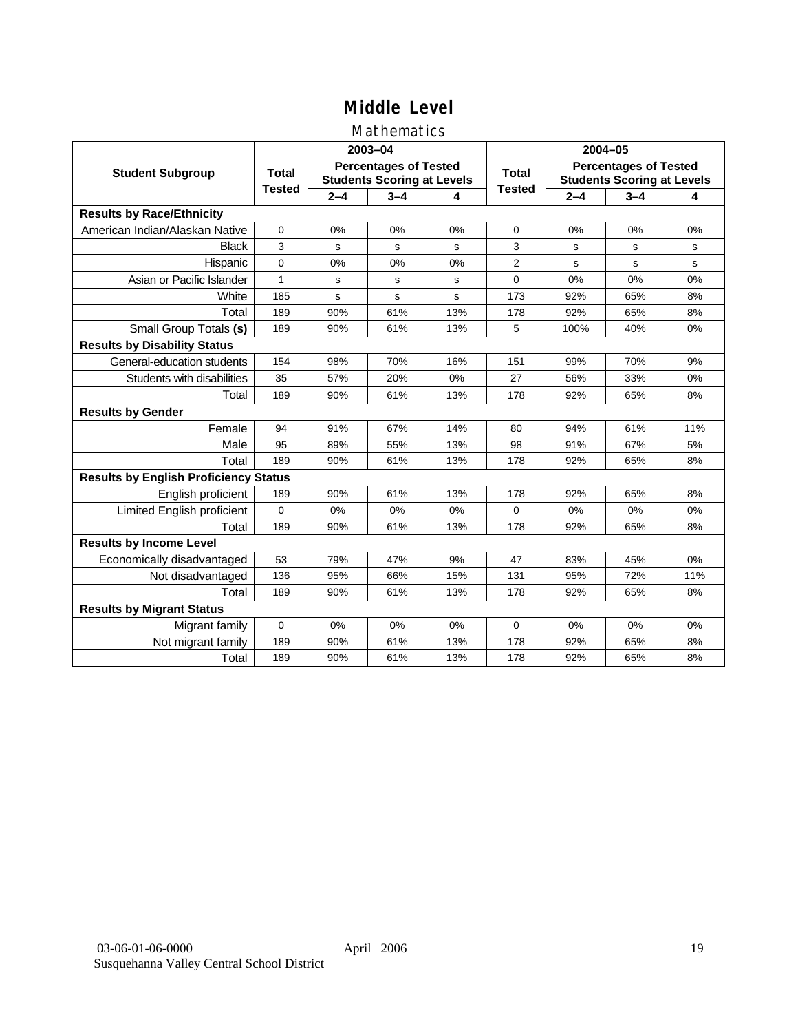# Middle Level

## Mathematics

| Student Subgroup | 2003–04 | | | | 2004–05 | | | |
|---|---|---|---|---|---|---|---|---|
| | Total Tested | Percentages of Tested Students Scoring at Levels | | | Total Tested | Percentages of Tested Students Scoring at Levels | | |
| | | 2–4 | 3–4 | 4 | | 2–4 | 3–4 | 4 |
| **Results by Race/Ethnicity** | | | | | | | | |
| American Indian/Alaskan Native | 0 | 0% | 0% | 0% | 0 | 0% | 0% | 0% |
| Black | 3 | s | s | s | 3 | s | s | s |
| Hispanic | 0 | 0% | 0% | 0% | 2 | s | s | s |
| Asian or Pacific Islander | 1 | s | s | s | 0 | 0% | 0% | 0% |
| White | 185 | s | s | s | 173 | 92% | 65% | 8% |
| Total | 189 | 90% | 61% | 13% | 178 | 92% | 65% | 8% |
| Small Group Totals **(s)** | 189 | 90% | 61% | 13% | 5 | 100% | 40% | 0% |
| **Results by Disability Status** | | | | | | | | |
| General-education students | 154 | 98% | 70% | 16% | 151 | 99% | 70% | 9% |
| Students with disabilities | 35 | 57% | 20% | 0% | 27 | 56% | 33% | 0% |
| Total | 189 | 90% | 61% | 13% | 178 | 92% | 65% | 8% |
| **Results by Gender** | | | | | | | | |
| Female | 94 | 91% | 67% | 14% | 80 | 94% | 61% | 11% |
| Male | 95 | 89% | 55% | 13% | 98 | 91% | 67% | 5% |
| Total | 189 | 90% | 61% | 13% | 178 | 92% | 65% | 8% |
| **Results by English Proficiency Status** | | | | | | | | |
| English proficient | 189 | 90% | 61% | 13% | 178 | 92% | 65% | 8% |
| Limited English proficient | 0 | 0% | 0% | 0% | 0 | 0% | 0% | 0% |
| Total | 189 | 90% | 61% | 13% | 178 | 92% | 65% | 8% |
| **Results by Income Level** | | | | | | | | |
| Economically disadvantaged | 53 | 79% | 47% | 9% | 47 | 83% | 45% | 0% |
| Not disadvantaged | 136 | 95% | 66% | 15% | 131 | 95% | 72% | 11% |
| Total | 189 | 90% | 61% | 13% | 178 | 92% | 65% | 8% |
| **Results by Migrant Status** | | | | | | | | |
| Migrant family | 0 | 0% | 0% | 0% | 0 | 0% | 0% | 0% |
| Not migrant family | 189 | 90% | 61% | 13% | 178 | 92% | 65% | 8% |
| Total | 189 | 90% | 61% | 13% | 178 | 92% | 65% | 8% |

03-06-01-06-0000 April 2006
Susquehanna Valley Central School District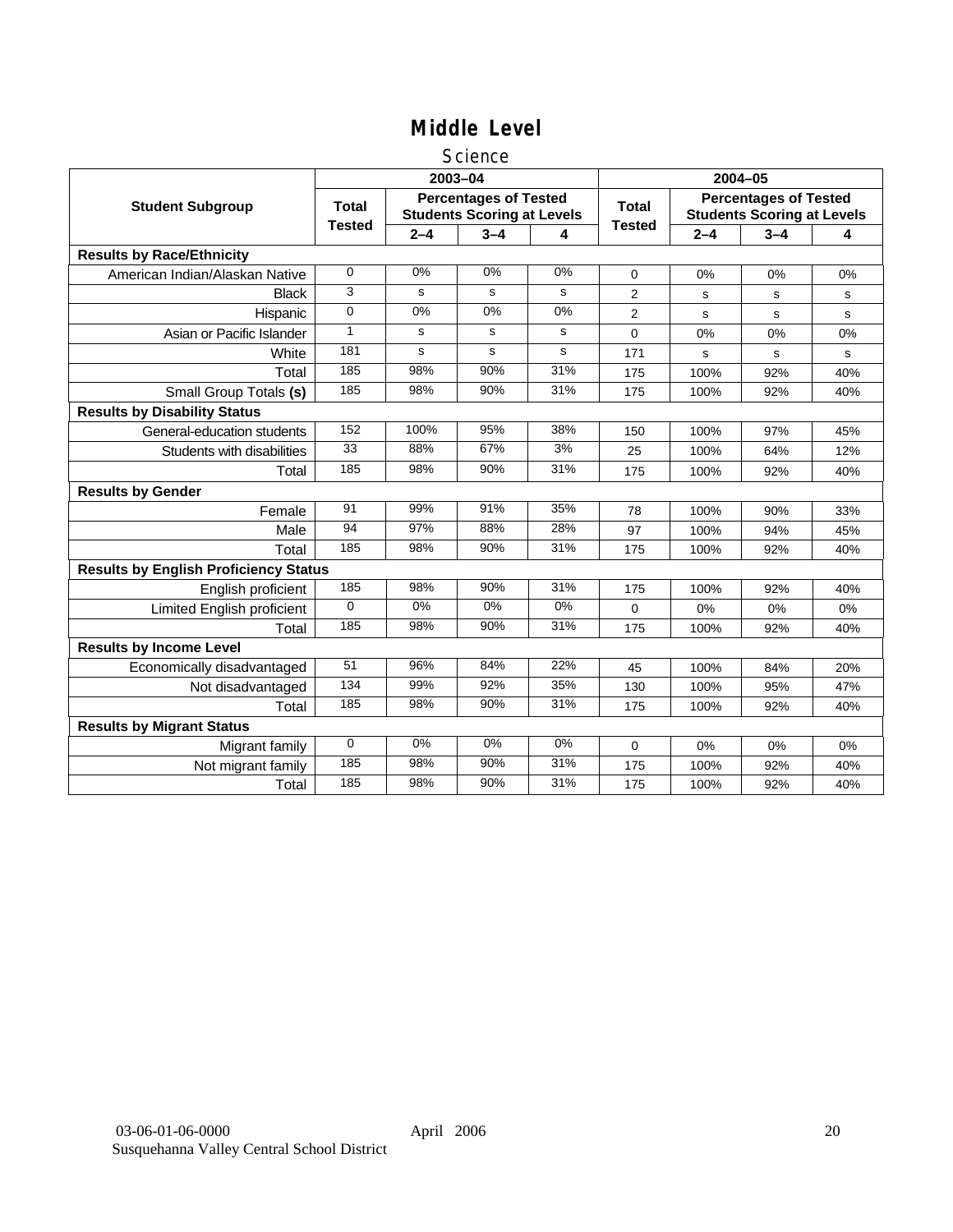# Middle Level

## Science

| Student Subgroup | 2003–04 | | | | 2004–05 | | | |
|---|---|---|---|---|---|---|---|---|
| | Total Tested | Percentages of Tested Students Scoring at Levels | | | Total Tested | Percentages of Tested Students Scoring at Levels | | |
| | | 2–4 | 3–4 | 4 | | 2–4 | 3–4 | 4 |
| **Results by Race/Ethnicity** | | | | | | | | |
| American Indian/Alaskan Native | 0 | 0% | 0% | 0% | 0 | 0% | 0% | 0% |
| Black | 3 | s | s | s | 2 | s | s | s |
| Hispanic | 0 | 0% | 0% | 0% | 2 | s | s | s |
| Asian or Pacific Islander | 1 | s | s | s | 0 | 0% | 0% | 0% |
| White | 181 | s | s | s | 171 | s | s | s |
| Total | 185 | 98% | 90% | 31% | 175 | 100% | 92% | 40% |
| Small Group Totals **(s)** | 185 | 98% | 90% | 31% | 175 | 100% | 92% | 40% |
| **Results by Disability Status** | | | | | | | | |
| General-education students | 152 | 100% | 95% | 38% | 150 | 100% | 97% | 45% |
| Students with disabilities | 33 | 88% | 67% | 3% | 25 | 100% | 64% | 12% |
| Total | 185 | 98% | 90% | 31% | 175 | 100% | 92% | 40% |
| **Results by Gender** | | | | | | | | |
| Female | 91 | 99% | 91% | 35% | 78 | 100% | 90% | 33% |
| Male | 94 | 97% | 88% | 28% | 97 | 100% | 94% | 45% |
| Total | 185 | 98% | 90% | 31% | 175 | 100% | 92% | 40% |
| **Results by English Proficiency Status** | | | | | | | | |
| English proficient | 185 | 98% | 90% | 31% | 175 | 100% | 92% | 40% |
| Limited English proficient | 0 | 0% | 0% | 0% | 0 | 0% | 0% | 0% |
| Total | 185 | 98% | 90% | 31% | 175 | 100% | 92% | 40% |
| **Results by Income Level** | | | | | | | | |
| Economically disadvantaged | 51 | 96% | 84% | 22% | 45 | 100% | 84% | 20% |
| Not disadvantaged | 134 | 99% | 92% | 35% | 130 | 100% | 95% | 47% |
| Total | 185 | 98% | 90% | 31% | 175 | 100% | 92% | 40% |
| **Results by Migrant Status** | | | | | | | | |
| Migrant family | 0 | 0% | 0% | 0% | 0 | 0% | 0% | 0% |
| Not migrant family | 185 | 98% | 90% | 31% | 175 | 100% | 92% | 40% |
| Total | 185 | 98% | 90% | 31% | 175 | 100% | 92% | 40% |

03-06-01-06-0000 April 2006
Susquehanna Valley Central School District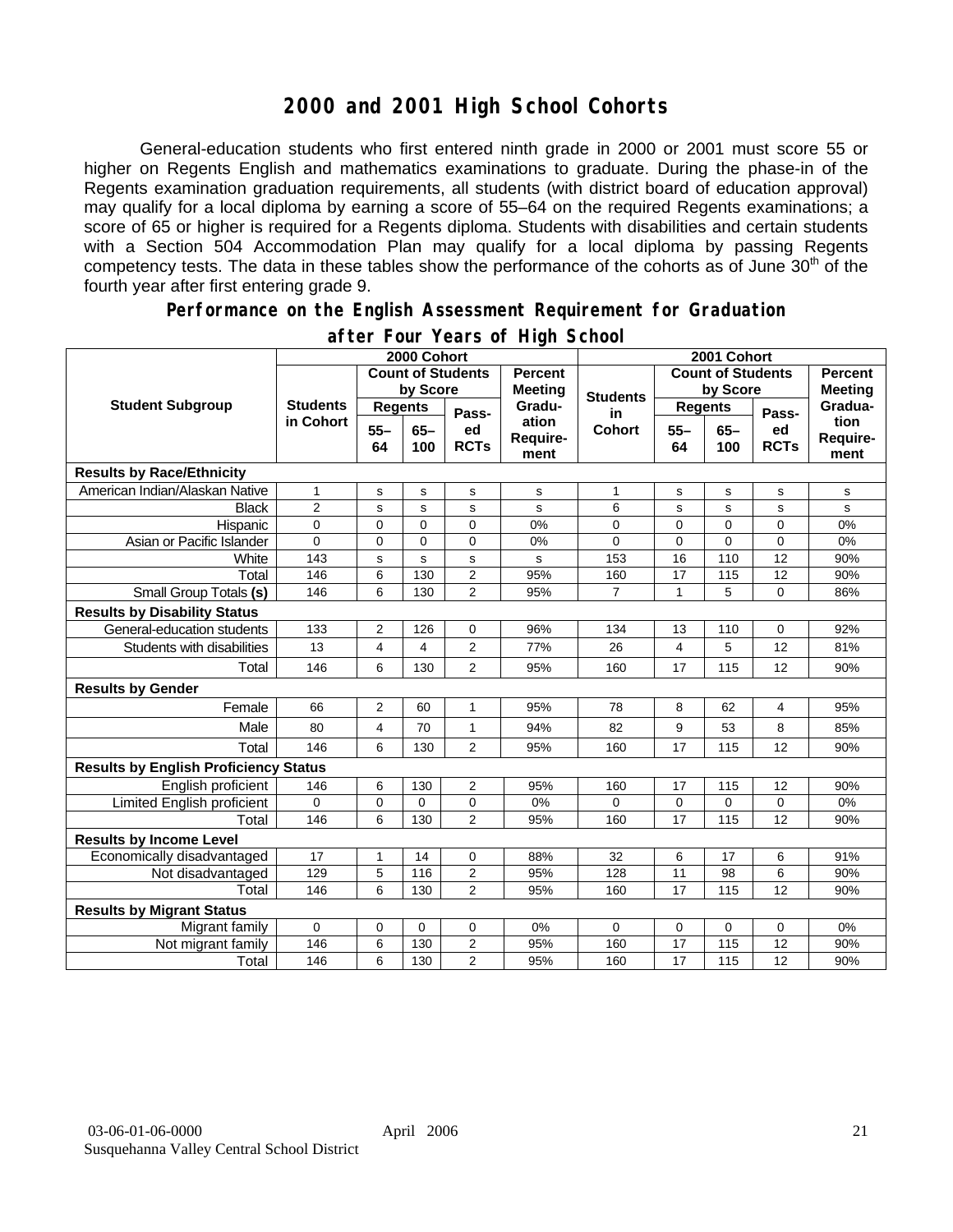# 2000 and 2001 High School Cohorts

General-education students who first entered ninth grade in 2000 or 2001 must score 55 or higher on Regents English and mathematics examinations to graduate. During the phase-in of the Regents examination graduation requirements, all students (with district board of education approval) may qualify for a local diploma by earning a score of 55–64 on the required Regents examinations; a score of 65 or higher is required for a Regents diploma. Students with disabilities and certain students with a Section 504 Accommodation Plan may qualify for a local diploma by passing Regents competency tests. The data in these tables show the performance of the cohorts as of June 30th of the fourth year after first entering grade 9.

## Performance on the English Assessment Requirement for Graduation after Four Years of High School

| Student Subgroup | 2000 Cohort | | | | | 2001 Cohort | | | | |
|---|---|---|---|---|---|---|---|---|---|---|
| | Students in Cohort | Count of Students by Score | | | Percent Meeting Graduation Requirement | Students in Cohort | Count of Students by Score | | | Percent Meeting Graduation Requirement |
| | | Regents 55–64 | Regents 65–100 | Passed RCTs | | | Regents 55–64 | Regents 65–100 | Passed RCTs | |
| **Results by Race/Ethnicity** | | | | | | | | | | |
| American Indian/Alaskan Native | 1 | s | s | s | s | 1 | s | s | s | s |
| Black | 2 | s | s | s | s | 6 | s | s | s | s |
| Hispanic | 0 | 0 | 0 | 0 | 0% | 0 | 0 | 0 | 0 | 0% |
| Asian or Pacific Islander | 0 | 0 | 0 | 0 | 0% | 0 | 0 | 0 | 0 | 0% |
| White | 143 | s | s | s | s | 153 | 16 | 110 | 12 | 90% |
| Total | 146 | 6 | 130 | 2 | 95% | 160 | 17 | 115 | 12 | 90% |
| Small Group Totals **(s)** | 146 | 6 | 130 | 2 | 95% | 7 | 1 | 5 | 0 | 86% |
| **Results by Disability Status** | | | | | | | | | | |
| General-education students | 133 | 2 | 126 | 0 | 96% | 134 | 13 | 110 | 0 | 92% |
| Students with disabilities | 13 | 4 | 4 | 2 | 77% | 26 | 4 | 5 | 12 | 81% |
| Total | 146 | 6 | 130 | 2 | 95% | 160 | 17 | 115 | 12 | 90% |
| **Results by Gender** | | | | | | | | | | |
| Female | 66 | 2 | 60 | 1 | 95% | 78 | 8 | 62 | 4 | 95% |
| Male | 80 | 4 | 70 | 1 | 94% | 82 | 9 | 53 | 8 | 85% |
| Total | 146 | 6 | 130 | 2 | 95% | 160 | 17 | 115 | 12 | 90% |
| **Results by English Proficiency Status** | | | | | | | | | | |
| English proficient | 146 | 6 | 130 | 2 | 95% | 160 | 17 | 115 | 12 | 90% |
| Limited English proficient | 0 | 0 | 0 | 0 | 0% | 0 | 0 | 0 | 0 | 0% |
| Total | 146 | 6 | 130 | 2 | 95% | 160 | 17 | 115 | 12 | 90% |
| **Results by Income Level** | | | | | | | | | | |
| Economically disadvantaged | 17 | 1 | 14 | 0 | 88% | 32 | 6 | 17 | 6 | 91% |
| Not disadvantaged | 129 | 5 | 116 | 2 | 95% | 128 | 11 | 98 | 6 | 90% |
| Total | 146 | 6 | 130 | 2 | 95% | 160 | 17 | 115 | 12 | 90% |
| **Results by Migrant Status** | | | | | | | | | | |
| Migrant family | 0 | 0 | 0 | 0 | 0% | 0 | 0 | 0 | 0 | 0% |
| Not migrant family | 146 | 6 | 130 | 2 | 95% | 160 | 17 | 115 | 12 | 90% |
| Total | 146 | 6 | 130 | 2 | 95% | 160 | 17 | 115 | 12 | 90% |

03-06-01-06-0000 April 2006
Susquehanna Valley Central School District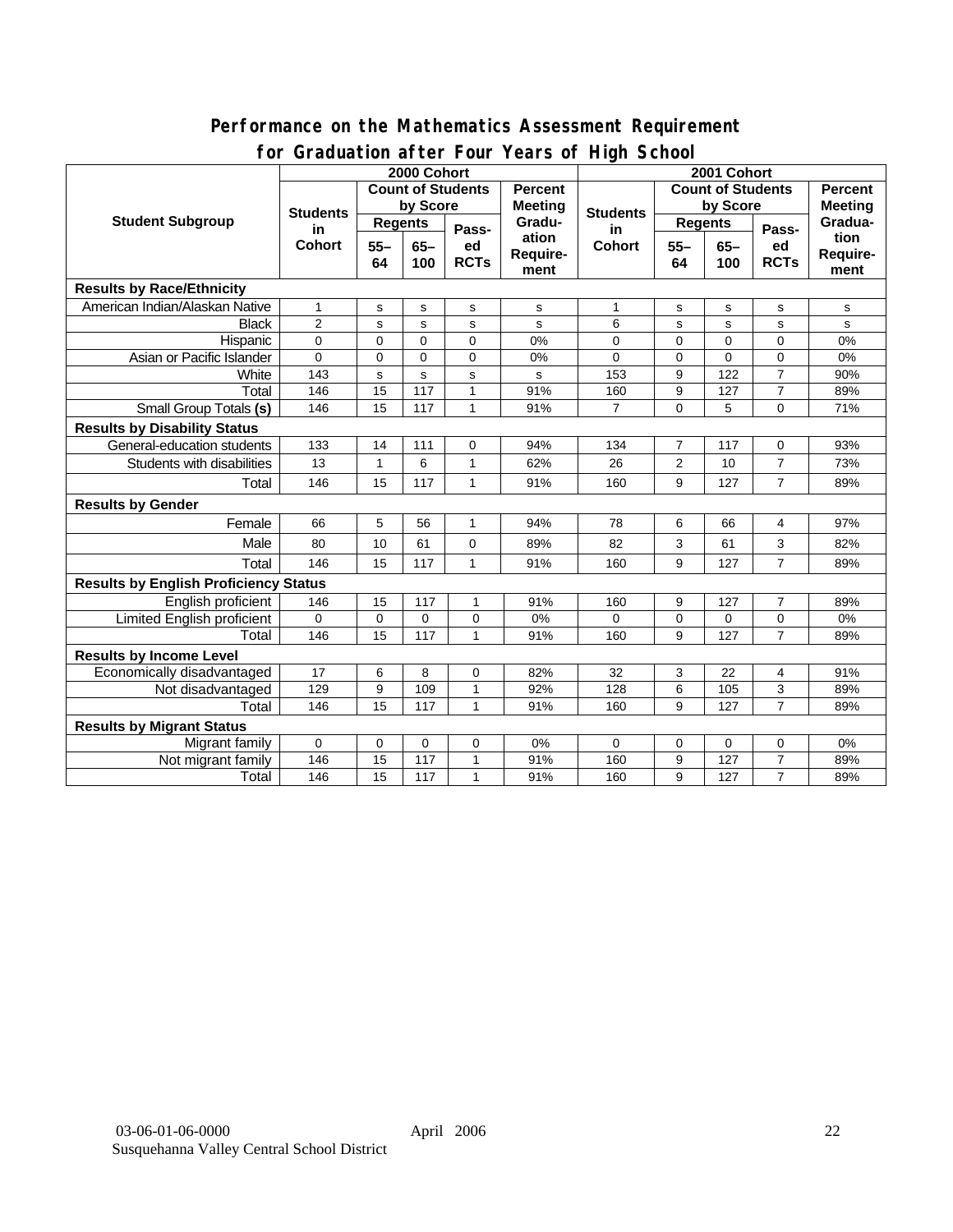## Performance on the Mathematics Assessment Requirement for Graduation after Four Years of High School

| Student Subgroup | 2000 Cohort | | | | | 2001 Cohort | | | | |
|---|---|---|---|---|---|---|---|---|---|---|
| | Students in Cohort | Count of Students by Score | | | Percent Meeting Graduation Requirement | Students in Cohort | Count of Students by Score | | | Percent Meeting Graduation Requirement |
| | | Regents 55–64 | Regents 65–100 | Passed RCTs | | | Regents 55–64 | Regents 65–100 | Passed RCTs | |
| **Results by Race/Ethnicity** | | | | | | | | | | |
| American Indian/Alaskan Native | 1 | s | s | s | s | 1 | s | s | s | s |
| Black | 2 | s | s | s | s | 6 | s | s | s | s |
| Hispanic | 0 | 0 | 0 | 0 | 0% | 0 | 0 | 0 | 0 | 0% |
| Asian or Pacific Islander | 0 | 0 | 0 | 0 | 0% | 0 | 0 | 0 | 0 | 0% |
| White | 143 | s | s | s | s | 153 | 9 | 122 | 7 | 90% |
| Total | 146 | 15 | 117 | 1 | 91% | 160 | 9 | 127 | 7 | 89% |
| Small Group Totals **(s)** | 146 | 15 | 117 | 1 | 91% | 7 | 0 | 5 | 0 | 71% |
| **Results by Disability Status** | | | | | | | | | | |
| General-education students | 133 | 14 | 111 | 0 | 94% | 134 | 7 | 117 | 0 | 93% |
| Students with disabilities | 13 | 1 | 6 | 1 | 62% | 26 | 2 | 10 | 7 | 73% |
| Total | 146 | 15 | 117 | 1 | 91% | 160 | 9 | 127 | 7 | 89% |
| **Results by Gender** | | | | | | | | | | |
| Female | 66 | 5 | 56 | 1 | 94% | 78 | 6 | 66 | 4 | 97% |
| Male | 80 | 10 | 61 | 0 | 89% | 82 | 3 | 61 | 3 | 82% |
| Total | 146 | 15 | 117 | 1 | 91% | 160 | 9 | 127 | 7 | 89% |
| **Results by English Proficiency Status** | | | | | | | | | | |
| English proficient | 146 | 15 | 117 | 1 | 91% | 160 | 9 | 127 | 7 | 89% |
| Limited English proficient | 0 | 0 | 0 | 0 | 0% | 0 | 0 | 0 | 0 | 0% |
| Total | 146 | 15 | 117 | 1 | 91% | 160 | 9 | 127 | 7 | 89% |
| **Results by Income Level** | | | | | | | | | | |
| Economically disadvantaged | 17 | 6 | 8 | 0 | 82% | 32 | 3 | 22 | 4 | 91% |
| Not disadvantaged | 129 | 9 | 109 | 1 | 92% | 128 | 6 | 105 | 3 | 89% |
| Total | 146 | 15 | 117 | 1 | 91% | 160 | 9 | 127 | 7 | 89% |
| **Results by Migrant Status** | | | | | | | | | | |
| Migrant family | 0 | 0 | 0 | 0 | 0% | 0 | 0 | 0 | 0 | 0% |
| Not migrant family | 146 | 15 | 117 | 1 | 91% | 160 | 9 | 127 | 7 | 89% |
| Total | 146 | 15 | 117 | 1 | 91% | 160 | 9 | 127 | 7 | 89% |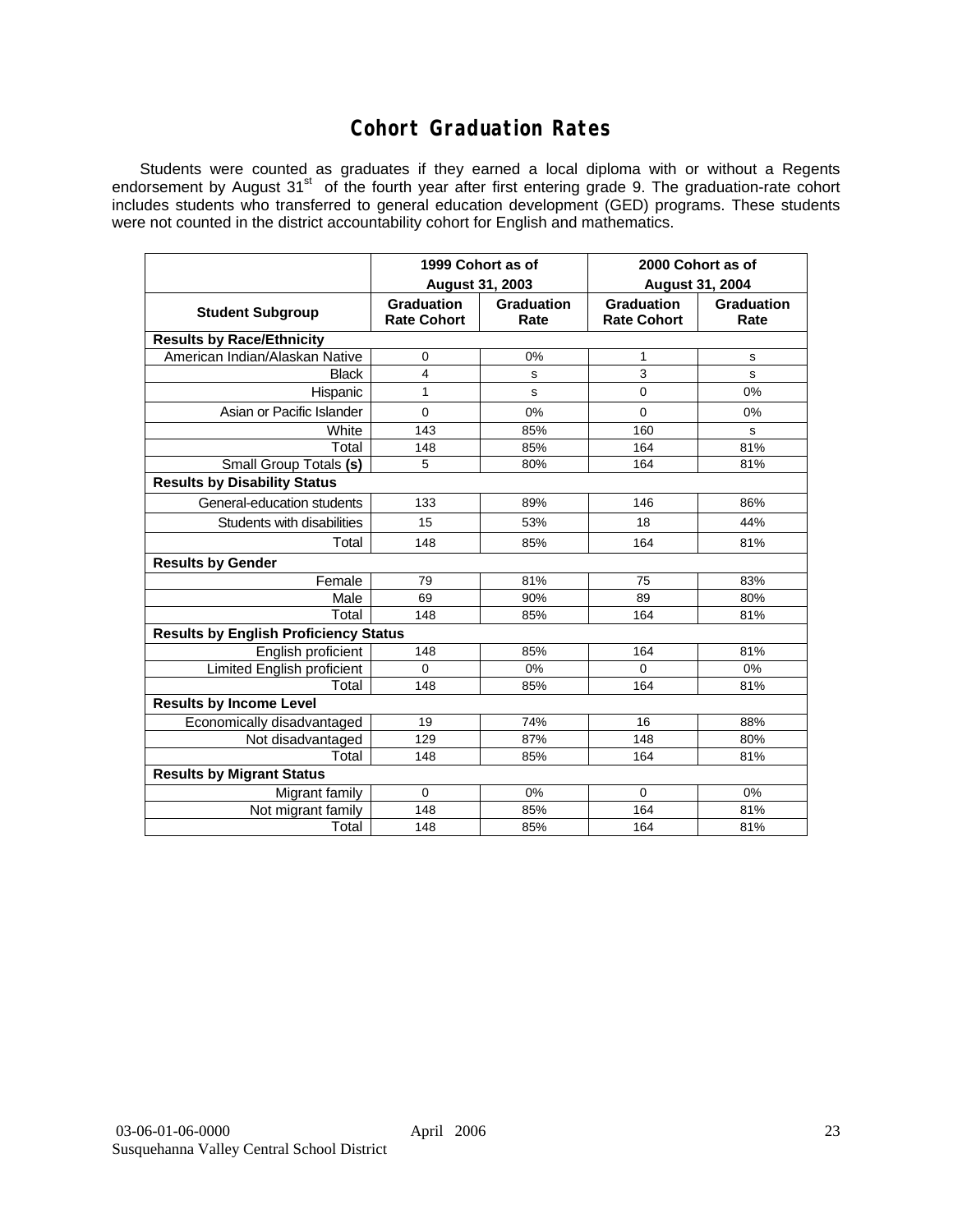# Cohort Graduation Rates

Students were counted as graduates if they earned a local diploma with or without a Regents endorsement by August 31st of the fourth year after first entering grade 9. The graduation-rate cohort includes students who transferred to general education development (GED) programs. These students were not counted in the district accountability cohort for English and mathematics.

| | 1999 Cohort as of August 31, 2003 | | 2000 Cohort as of August 31, 2004 | |
|---|---|---|---|---|
| **Student Subgroup** | **Graduation Rate Cohort** | **Graduation Rate** | **Graduation Rate Cohort** | **Graduation Rate** |
| **Results by Race/Ethnicity** | | | | |
| American Indian/Alaskan Native | 0 | 0% | 1 | s |
| Black | 4 | s | 3 | s |
| Hispanic | 1 | s | 0 | 0% |
| Asian or Pacific Islander | 0 | 0% | 0 | 0% |
| White | 143 | 85% | 160 | s |
| Total | 148 | 85% | 164 | 81% |
| Small Group Totals **(s)** | 5 | 80% | 164 | 81% |
| **Results by Disability Status** | | | | |
| General-education students | 133 | 89% | 146 | 86% |
| Students with disabilities | 15 | 53% | 18 | 44% |
| Total | 148 | 85% | 164 | 81% |
| **Results by Gender** | | | | |
| Female | 79 | 81% | 75 | 83% |
| Male | 69 | 90% | 89 | 80% |
| Total | 148 | 85% | 164 | 81% |
| **Results by English Proficiency Status** | | | | |
| English proficient | 148 | 85% | 164 | 81% |
| Limited English proficient | 0 | 0% | 0 | 0% |
| Total | 148 | 85% | 164 | 81% |
| **Results by Income Level** | | | | |
| Economically disadvantaged | 19 | 74% | 16 | 88% |
| Not disadvantaged | 129 | 87% | 148 | 80% |
| Total | 148 | 85% | 164 | 81% |
| **Results by Migrant Status** | | | | |
| Migrant family | 0 | 0% | 0 | 0% |
| Not migrant family | 148 | 85% | 164 | 81% |
| Total | 148 | 85% | 164 | 81% |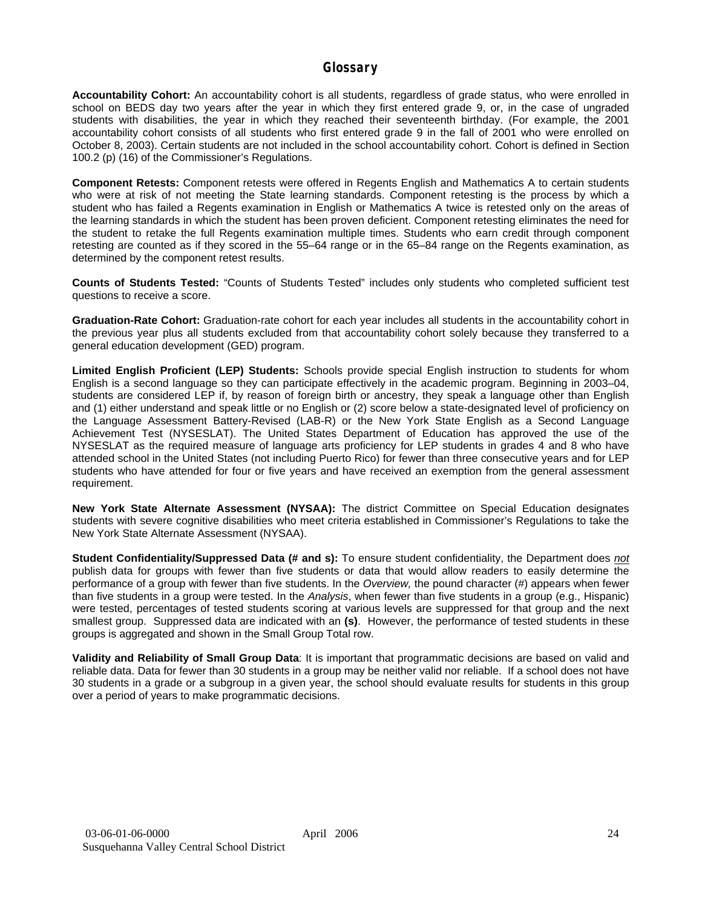# Glossary

**Accountability Cohort:** An accountability cohort is all students, regardless of grade status, who were enrolled in school on BEDS day two years after the year in which they first entered grade 9, or, in the case of ungraded students with disabilities, the year in which they reached their seventeenth birthday. (For example, the 2001 accountability cohort consists of all students who first entered grade 9 in the fall of 2001 who were enrolled on October 8, 2003). Certain students are not included in the school accountability cohort. Cohort is defined in Section 100.2 (p) (16) of the Commissioner's Regulations.

**Component Retests:** Component retests were offered in Regents English and Mathematics A to certain students who were at risk of not meeting the State learning standards. Component retesting is the process by which a student who has failed a Regents examination in English or Mathematics A twice is retested only on the areas of the learning standards in which the student has been proven deficient. Component retesting eliminates the need for the student to retake the full Regents examination multiple times. Students who earn credit through component retesting are counted as if they scored in the 55–64 range or in the 65–84 range on the Regents examination, as determined by the component retest results.

**Counts of Students Tested:** "Counts of Students Tested" includes only students who completed sufficient test questions to receive a score.

**Graduation-Rate Cohort:** Graduation-rate cohort for each year includes all students in the accountability cohort in the previous year plus all students excluded from that accountability cohort solely because they transferred to a general education development (GED) program.

**Limited English Proficient (LEP) Students:** Schools provide special English instruction to students for whom English is a second language so they can participate effectively in the academic program. Beginning in 2003–04, students are considered LEP if, by reason of foreign birth or ancestry, they speak a language other than English and (1) either understand and speak little or no English or (2) score below a state-designated level of proficiency on the Language Assessment Battery-Revised (LAB-R) or the New York State English as a Second Language Achievement Test (NYSESLAT). The United States Department of Education has approved the use of the NYSESLAT as the required measure of language arts proficiency for LEP students in grades 4 and 8 who have attended school in the United States (not including Puerto Rico) for fewer than three consecutive years and for LEP students who have attended for four or five years and have received an exemption from the general assessment requirement.

**New York State Alternate Assessment (NYSAA):** The district Committee on Special Education designates students with severe cognitive disabilities who meet criteria established in Commissioner's Regulations to take the New York State Alternate Assessment (NYSAA).

**Student Confidentiality/Suppressed Data (# and s):** To ensure student confidentiality, the Department does <u>*not*</u> publish data for groups with fewer than five students or data that would allow readers to easily determine the performance of a group with fewer than five students. In the *Overview,* the pound character (#) appears when fewer than five students in a group were tested. In the *Analysis*, when fewer than five students in a group (e.g., Hispanic) were tested, percentages of tested students scoring at various levels are suppressed for that group and the next smallest group. Suppressed data are indicated with an **(s)**. However, the performance of tested students in these groups is aggregated and shown in the Small Group Total row.

**Validity and Reliability of Small Group Data**: It is important that programmatic decisions are based on valid and reliable data. Data for fewer than 30 students in a group may be neither valid nor reliable. If a school does not have 30 students in a grade or a subgroup in a given year, the school should evaluate results for students in this group over a period of years to make programmatic decisions.